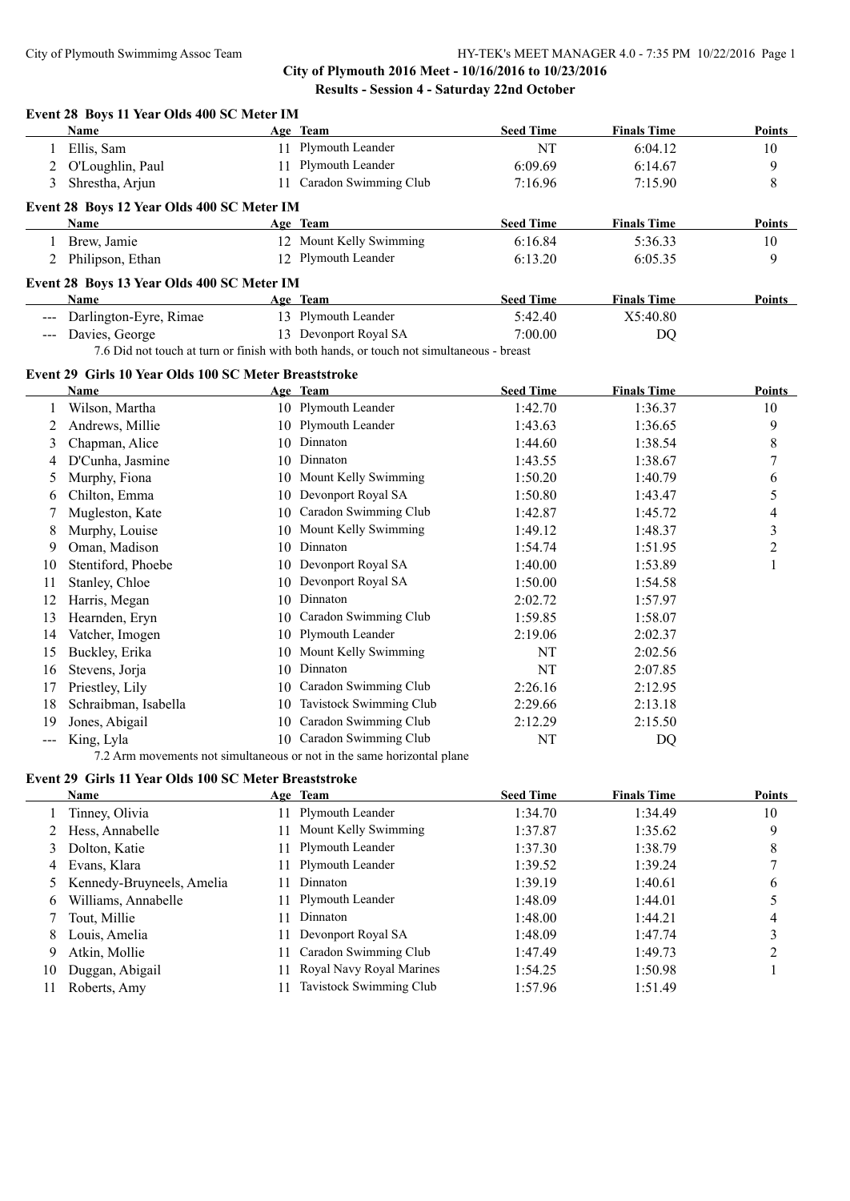# City of Plymouth 2016 Meet - 10/16/2016 to 10/23/2016

## Results - Session 4 - Saturday 22nd October

### Event 28 Boys 11 Year Olds 400 SC Meter IM

| | Name | Age | Team | Seed Time | Finals Time | Points |
|---|---|---|---|---|---|---|
| 1 | Ellis, Sam | 11 | Plymouth Leander | NT | 6:04.12 | 10 |
| 2 | O'Loughlin, Paul | 11 | Plymouth Leander | 6:09.69 | 6:14.67 | 9 |
| 3 | Shrestha, Arjun | 11 | Caradon Swimming Club | 7:16.96 | 7:15.90 | 8 |

### Event 28 Boys 12 Year Olds 400 SC Meter IM

| | Name | Age | Team | Seed Time | Finals Time | Points |
|---|---|---|---|---|---|---|
| 1 | Brew, Jamie | 12 | Mount Kelly Swimming | 6:16.84 | 5:36.33 | 10 |
| 2 | Philipson, Ethan | 12 | Plymouth Leander | 6:13.20 | 6:05.35 | 9 |

### Event 28 Boys 13 Year Olds 400 SC Meter IM

| | Name | Age | Team | Seed Time | Finals Time | Points |
|---|---|---|---|---|---|---|
| --- | Darlington-Eyre, Rimae | 13 | Plymouth Leander | 5:42.40 | X5:40.80 | |
| --- | Davies, George | 13 | Devonport Royal SA | 7:00.00 | DQ | |

7.6 Did not touch at turn or finish with both hands, or touch not simultaneous - breast

### Event 29 Girls 10 Year Olds 100 SC Meter Breaststroke

| | Name | Age | Team | Seed Time | Finals Time | Points |
|---|---|---|---|---|---|---|
| 1 | Wilson, Martha | 10 | Plymouth Leander | 1:42.70 | 1:36.37 | 10 |
| 2 | Andrews, Millie | 10 | Plymouth Leander | 1:43.63 | 1:36.65 | 9 |
| 3 | Chapman, Alice | 10 | Dinnaton | 1:44.60 | 1:38.54 | 8 |
| 4 | D'Cunha, Jasmine | 10 | Dinnaton | 1:43.55 | 1:38.67 | 7 |
| 5 | Murphy, Fiona | 10 | Mount Kelly Swimming | 1:50.20 | 1:40.79 | 6 |
| 6 | Chilton, Emma | 10 | Devonport Royal SA | 1:50.80 | 1:43.47 | 5 |
| 7 | Mugleston, Kate | 10 | Caradon Swimming Club | 1:42.87 | 1:45.72 | 4 |
| 8 | Murphy, Louise | 10 | Mount Kelly Swimming | 1:49.12 | 1:48.37 | 3 |
| 9 | Oman, Madison | 10 | Dinnaton | 1:54.74 | 1:51.95 | 2 |
| 10 | Stentiford, Phoebe | 10 | Devonport Royal SA | 1:40.00 | 1:53.89 | 1 |
| 11 | Stanley, Chloe | 10 | Devonport Royal SA | 1:50.00 | 1:54.58 | |
| 12 | Harris, Megan | 10 | Dinnaton | 2:02.72 | 1:57.97 | |
| 13 | Hearnden, Eryn | 10 | Caradon Swimming Club | 1:59.85 | 1:58.07 | |
| 14 | Vatcher, Imogen | 10 | Plymouth Leander | 2:19.06 | 2:02.37 | |
| 15 | Buckley, Erika | 10 | Mount Kelly Swimming | NT | 2:02.56 | |
| 16 | Stevens, Jorja | 10 | Dinnaton | NT | 2:07.85 | |
| 17 | Priestley, Lily | 10 | Caradon Swimming Club | 2:26.16 | 2:12.95 | |
| 18 | Schraibman, Isabella | 10 | Tavistock Swimming Club | 2:29.66 | 2:13.18 | |
| 19 | Jones, Abigail | 10 | Caradon Swimming Club | 2:12.29 | 2:15.50 | |
| --- | King, Lyla | 10 | Caradon Swimming Club | NT | DQ | |

7.2 Arm movements not simultaneous or not in the same horizontal plane

### Event 29 Girls 11 Year Olds 100 SC Meter Breaststroke

| | Name | Age | Team | Seed Time | Finals Time | Points |
|---|---|---|---|---|---|---|
| 1 | Tinney, Olivia | 11 | Plymouth Leander | 1:34.70 | 1:34.49 | 10 |
| 2 | Hess, Annabelle | 11 | Mount Kelly Swimming | 1:37.87 | 1:35.62 | 9 |
| 3 | Dolton, Katie | 11 | Plymouth Leander | 1:37.30 | 1:38.79 | 8 |
| 4 | Evans, Klara | 11 | Plymouth Leander | 1:39.52 | 1:39.24 | 7 |
| 5 | Kennedy-Bruyneels, Amelia | 11 | Dinnaton | 1:39.19 | 1:40.61 | 6 |
| 6 | Williams, Annabelle | 11 | Plymouth Leander | 1:48.09 | 1:44.01 | 5 |
| 7 | Tout, Millie | 11 | Dinnaton | 1:48.00 | 1:44.21 | 4 |
| 8 | Louis, Amelia | 11 | Devonport Royal SA | 1:48.09 | 1:47.74 | 3 |
| 9 | Atkin, Mollie | 11 | Caradon Swimming Club | 1:47.49 | 1:49.73 | 2 |
| 10 | Duggan, Abigail | 11 | Royal Navy Royal Marines | 1:54.25 | 1:50.98 | 1 |
| 11 | Roberts, Amy | 11 | Tavistock Swimming Club | 1:57.96 | 1:51.49 | |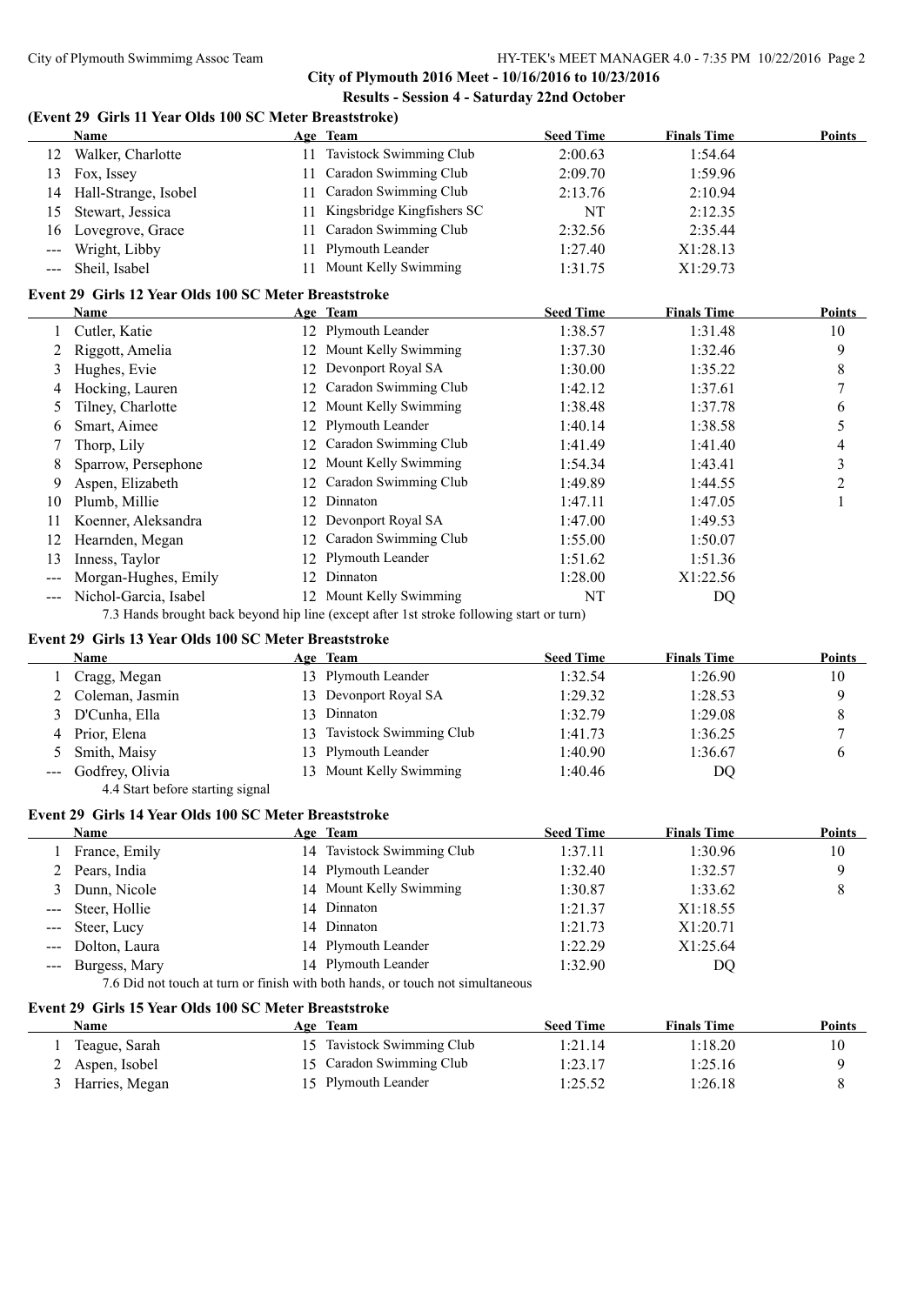City of Plymouth 2016 Meet - 10/16/2016 to 10/23/2016

Results - Session 4 - Saturday 22nd October

### (Event 29 Girls 11 Year Olds 100 SC Meter Breaststroke)

| | Name | Age | Team | Seed Time | Finals Time | Points |
|---|---|---|---|---|---|---|
| 12 | Walker, Charlotte | 11 | Tavistock Swimming Club | 2:00.63 | 1:54.64 | |
| 13 | Fox, Issey | 11 | Caradon Swimming Club | 2:09.70 | 1:59.96 | |
| 14 | Hall-Strange, Isobel | 11 | Caradon Swimming Club | 2:13.76 | 2:10.94 | |
| 15 | Stewart, Jessica | 11 | Kingsbridge Kingfishers SC | NT | 2:12.35 | |
| 16 | Lovegrove, Grace | 11 | Caradon Swimming Club | 2:32.56 | 2:35.44 | |
| --- | Wright, Libby | 11 | Plymouth Leander | 1:27.40 | X1:28.13 | |
| --- | Sheil, Isabel | 11 | Mount Kelly Swimming | 1:31.75 | X1:29.73 | |

### Event 29 Girls 12 Year Olds 100 SC Meter Breaststroke

| | Name | Age | Team | Seed Time | Finals Time | Points |
|---|---|---|---|---|---|---|
| 1 | Cutler, Katie | 12 | Plymouth Leander | 1:38.57 | 1:31.48 | 10 |
| 2 | Riggott, Amelia | 12 | Mount Kelly Swimming | 1:37.30 | 1:32.46 | 9 |
| 3 | Hughes, Evie | 12 | Devonport Royal SA | 1:30.00 | 1:35.22 | 8 |
| 4 | Hocking, Lauren | 12 | Caradon Swimming Club | 1:42.12 | 1:37.61 | 7 |
| 5 | Tilney, Charlotte | 12 | Mount Kelly Swimming | 1:38.48 | 1:37.78 | 6 |
| 6 | Smart, Aimee | 12 | Plymouth Leander | 1:40.14 | 1:38.58 | 5 |
| 7 | Thorp, Lily | 12 | Caradon Swimming Club | 1:41.49 | 1:41.40 | 4 |
| 8 | Sparrow, Persephone | 12 | Mount Kelly Swimming | 1:54.34 | 1:43.41 | 3 |
| 9 | Aspen, Elizabeth | 12 | Caradon Swimming Club | 1:49.89 | 1:44.55 | 2 |
| 10 | Plumb, Millie | 12 | Dinnaton | 1:47.11 | 1:47.05 | 1 |
| 11 | Koenner, Aleksandra | 12 | Devonport Royal SA | 1:47.00 | 1:49.53 | |
| 12 | Hearnden, Megan | 12 | Caradon Swimming Club | 1:55.00 | 1:50.07 | |
| 13 | Inness, Taylor | 12 | Plymouth Leander | 1:51.62 | 1:51.36 | |
| --- | Morgan-Hughes, Emily | 12 | Dinnaton | 1:28.00 | X1:22.56 | |
| --- | Nichol-Garcia, Isabel | 12 | Mount Kelly Swimming | NT | DQ | |

7.3 Hands brought back beyond hip line (except after 1st stroke following start or turn)

### Event 29 Girls 13 Year Olds 100 SC Meter Breaststroke

| | Name | Age | Team | Seed Time | Finals Time | Points |
|---|---|---|---|---|---|---|
| 1 | Cragg, Megan | 13 | Plymouth Leander | 1:32.54 | 1:26.90 | 10 |
| 2 | Coleman, Jasmin | 13 | Devonport Royal SA | 1:29.32 | 1:28.53 | 9 |
| 3 | D'Cunha, Ella | 13 | Dinnaton | 1:32.79 | 1:29.08 | 8 |
| 4 | Prior, Elena | 13 | Tavistock Swimming Club | 1:41.73 | 1:36.25 | 7 |
| 5 | Smith, Maisy | 13 | Plymouth Leander | 1:40.90 | 1:36.67 | 6 |
| --- | Godfrey, Olivia | 13 | Mount Kelly Swimming | 1:40.46 | DQ | |

4.4 Start before starting signal

### Event 29 Girls 14 Year Olds 100 SC Meter Breaststroke

| | Name | Age | Team | Seed Time | Finals Time | Points |
|---|---|---|---|---|---|---|
| 1 | France, Emily | 14 | Tavistock Swimming Club | 1:37.11 | 1:30.96 | 10 |
| 2 | Pears, India | 14 | Plymouth Leander | 1:32.40 | 1:32.57 | 9 |
| 3 | Dunn, Nicole | 14 | Mount Kelly Swimming | 1:30.87 | 1:33.62 | 8 |
| --- | Steer, Hollie | 14 | Dinnaton | 1:21.37 | X1:18.55 | |
| --- | Steer, Lucy | 14 | Dinnaton | 1:21.73 | X1:20.71 | |
| --- | Dolton, Laura | 14 | Plymouth Leander | 1:22.29 | X1:25.64 | |
| --- | Burgess, Mary | 14 | Plymouth Leander | 1:32.90 | DQ | |

7.6 Did not touch at turn or finish with both hands, or touch not simultaneous

### Event 29 Girls 15 Year Olds 100 SC Meter Breaststroke

| | Name | Age | Team | Seed Time | Finals Time | Points |
|---|---|---|---|---|---|---|
| 1 | Teague, Sarah | 15 | Tavistock Swimming Club | 1:21.14 | 1:18.20 | 10 |
| 2 | Aspen, Isobel | 15 | Caradon Swimming Club | 1:23.17 | 1:25.16 | 9 |
| 3 | Harries, Megan | 15 | Plymouth Leander | 1:25.52 | 1:26.18 | 8 |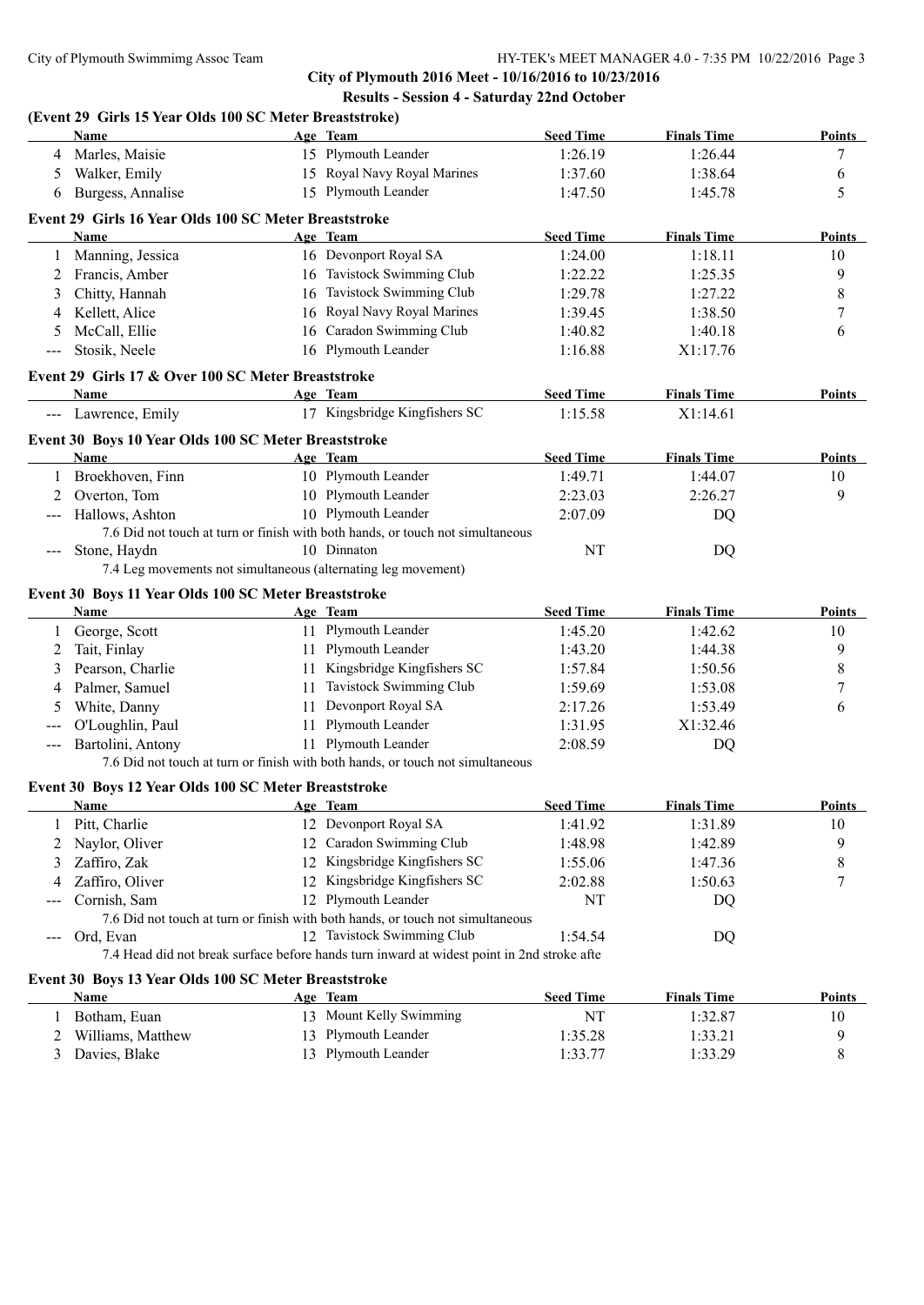**City of Plymouth 2016 Meet - 10/16/2016 to 10/23/2016**

**Results - Session 4 - Saturday 22nd October**

### (Event 29 Girls 15 Year Olds 100 SC Meter Breaststroke)

| | Name | Age | Team | Seed Time | Finals Time | Points |
|---|---|---|---|---|---|---|
| 4 | Marles, Maisie | 15 | Plymouth Leander | 1:26.19 | 1:26.44 | 7 |
| 5 | Walker, Emily | 15 | Royal Navy Royal Marines | 1:37.60 | 1:38.64 | 6 |
| 6 | Burgess, Annalise | 15 | Plymouth Leander | 1:47.50 | 1:45.78 | 5 |

### Event 29 Girls 16 Year Olds 100 SC Meter Breaststroke

| | Name | Age | Team | Seed Time | Finals Time | Points |
|---|---|---|---|---|---|---|
| 1 | Manning, Jessica | 16 | Devonport Royal SA | 1:24.00 | 1:18.11 | 10 |
| 2 | Francis, Amber | 16 | Tavistock Swimming Club | 1:22.22 | 1:25.35 | 9 |
| 3 | Chitty, Hannah | 16 | Tavistock Swimming Club | 1:29.78 | 1:27.22 | 8 |
| 4 | Kellett, Alice | 16 | Royal Navy Royal Marines | 1:39.45 | 1:38.50 | 7 |
| 5 | McCall, Ellie | 16 | Caradon Swimming Club | 1:40.82 | 1:40.18 | 6 |
| --- | Stosik, Neele | 16 | Plymouth Leander | 1:16.88 | X1:17.76 | |

### Event 29 Girls 17 & Over 100 SC Meter Breaststroke

| | Name | Age | Team | Seed Time | Finals Time | Points |
|---|---|---|---|---|---|---|
| --- | Lawrence, Emily | 17 | Kingsbridge Kingfishers SC | 1:15.58 | X1:14.61 | |

### Event 30 Boys 10 Year Olds 100 SC Meter Breaststroke

| | Name | Age | Team | Seed Time | Finals Time | Points |
|---|---|---|---|---|---|---|
| 1 | Broekhoven, Finn | 10 | Plymouth Leander | 1:49.71 | 1:44.07 | 10 |
| 2 | Overton, Tom | 10 | Plymouth Leander | 2:23.03 | 2:26.27 | 9 |
| --- | Hallows, Ashton | 10 | Plymouth Leander | 2:07.09 | DQ | |
| | 7.6 Did not touch at turn or finish with both hands, or touch not simultaneous | | | | | |
| --- | Stone, Haydn | 10 | Dinnaton | NT | DQ | |
| | 7.4 Leg movements not simultaneous (alternating leg movement) | | | | | |

### Event 30 Boys 11 Year Olds 100 SC Meter Breaststroke

| | Name | Age | Team | Seed Time | Finals Time | Points |
|---|---|---|---|---|---|---|
| 1 | George, Scott | 11 | Plymouth Leander | 1:45.20 | 1:42.62 | 10 |
| 2 | Tait, Finlay | 11 | Plymouth Leander | 1:43.20 | 1:44.38 | 9 |
| 3 | Pearson, Charlie | 11 | Kingsbridge Kingfishers SC | 1:57.84 | 1:50.56 | 8 |
| 4 | Palmer, Samuel | 11 | Tavistock Swimming Club | 1:59.69 | 1:53.08 | 7 |
| 5 | White, Danny | 11 | Devonport Royal SA | 2:17.26 | 1:53.49 | 6 |
| --- | O'Loughlin, Paul | 11 | Plymouth Leander | 1:31.95 | X1:32.46 | |
| --- | Bartolini, Antony | 11 | Plymouth Leander | 2:08.59 | DQ | |
| | 7.6 Did not touch at turn or finish with both hands, or touch not simultaneous | | | | | |

### Event 30 Boys 12 Year Olds 100 SC Meter Breaststroke

| | Name | Age | Team | Seed Time | Finals Time | Points |
|---|---|---|---|---|---|---|
| 1 | Pitt, Charlie | 12 | Devonport Royal SA | 1:41.92 | 1:31.89 | 10 |
| 2 | Naylor, Oliver | 12 | Caradon Swimming Club | 1:48.98 | 1:42.89 | 9 |
| 3 | Zaffiro, Zak | 12 | Kingsbridge Kingfishers SC | 1:55.06 | 1:47.36 | 8 |
| 4 | Zaffiro, Oliver | 12 | Kingsbridge Kingfishers SC | 2:02.88 | 1:50.63 | 7 |
| --- | Cornish, Sam | 12 | Plymouth Leander | NT | DQ | |
| | 7.6 Did not touch at turn or finish with both hands, or touch not simultaneous | | | | | |
| --- | Ord, Evan | 12 | Tavistock Swimming Club | 1:54.54 | DQ | |
| | 7.4 Head did not break surface before hands turn inward at widest point in 2nd stroke afte | | | | | |

### Event 30 Boys 13 Year Olds 100 SC Meter Breaststroke

| | Name | Age | Team | Seed Time | Finals Time | Points |
|---|---|---|---|---|---|---|
| 1 | Botham, Euan | 13 | Mount Kelly Swimming | NT | 1:32.87 | 10 |
| 2 | Williams, Matthew | 13 | Plymouth Leander | 1:35.28 | 1:33.21 | 9 |
| 3 | Davies, Blake | 13 | Plymouth Leander | 1:33.77 | 1:33.29 | 8 |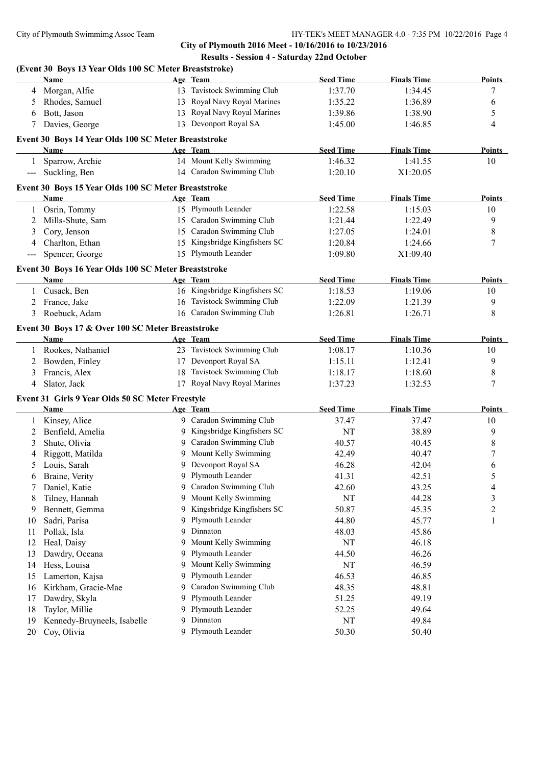**City of Plymouth 2016 Meet - 10/16/2016 to 10/23/2016**

**Results - Session 4 - Saturday 22nd October**

### (Event 30 Boys 13 Year Olds 100 SC Meter Breaststroke)

| | Name | Age | Team | Seed Time | Finals Time | Points |
|---|---|---|---|---|---|---|
| 4 | Morgan, Alfie | 13 | Tavistock Swimming Club | 1:37.70 | 1:34.45 | 7 |
| 5 | Rhodes, Samuel | 13 | Royal Navy Royal Marines | 1:35.22 | 1:36.89 | 6 |
| 6 | Bott, Jason | 13 | Royal Navy Royal Marines | 1:39.86 | 1:38.90 | 5 |
| 7 | Davies, George | 13 | Devonport Royal SA | 1:45.00 | 1:46.85 | 4 |

### Event 30 Boys 14 Year Olds 100 SC Meter Breaststroke

| | Name | Age | Team | Seed Time | Finals Time | Points |
|---|---|---|---|---|---|---|
| 1 | Sparrow, Archie | 14 | Mount Kelly Swimming | 1:46.32 | 1:41.55 | 10 |
| --- | Suckling, Ben | 14 | Caradon Swimming Club | 1:20.10 | X1:20.05 | |

### Event 30 Boys 15 Year Olds 100 SC Meter Breaststroke

| | Name | Age | Team | Seed Time | Finals Time | Points |
|---|---|---|---|---|---|---|
| 1 | Osrin, Tommy | 15 | Plymouth Leander | 1:22.58 | 1:15.03 | 10 |
| 2 | Mills-Shute, Sam | 15 | Caradon Swimming Club | 1:21.44 | 1:22.49 | 9 |
| 3 | Cory, Jenson | 15 | Caradon Swimming Club | 1:27.05 | 1:24.01 | 8 |
| 4 | Charlton, Ethan | 15 | Kingsbridge Kingfishers SC | 1:20.84 | 1:24.66 | 7 |
| --- | Spencer, George | 15 | Plymouth Leander | 1:09.80 | X1:09.40 | |

### Event 30 Boys 16 Year Olds 100 SC Meter Breaststroke

| | Name | Age | Team | Seed Time | Finals Time | Points |
|---|---|---|---|---|---|---|
| 1 | Cusack, Ben | 16 | Kingsbridge Kingfishers SC | 1:18.53 | 1:19.06 | 10 |
| 2 | France, Jake | 16 | Tavistock Swimming Club | 1:22.09 | 1:21.39 | 9 |
| 3 | Roebuck, Adam | 16 | Caradon Swimming Club | 1:26.81 | 1:26.71 | 8 |

### Event 30 Boys 17 & Over 100 SC Meter Breaststroke

| | Name | Age | Team | Seed Time | Finals Time | Points |
|---|---|---|---|---|---|---|
| 1 | Rookes, Nathaniel | 23 | Tavistock Swimming Club | 1:08.17 | 1:10.36 | 10 |
| 2 | Bowden, Finley | 17 | Devonport Royal SA | 1:15.11 | 1:12.41 | 9 |
| 3 | Francis, Alex | 18 | Tavistock Swimming Club | 1:18.17 | 1:18.60 | 8 |
| 4 | Slator, Jack | 17 | Royal Navy Royal Marines | 1:37.23 | 1:32.53 | 7 |

### Event 31 Girls 9 Year Olds 50 SC Meter Freestyle

| | Name | Age | Team | Seed Time | Finals Time | Points |
|---|---|---|---|---|---|---|
| 1 | Kinsey, Alice | 9 | Caradon Swimming Club | 37.47 | 37.47 | 10 |
| 2 | Benfield, Amelia | 9 | Kingsbridge Kingfishers SC | NT | 38.89 | 9 |
| 3 | Shute, Olivia | 9 | Caradon Swimming Club | 40.57 | 40.45 | 8 |
| 4 | Riggott, Matilda | 9 | Mount Kelly Swimming | 42.49 | 40.47 | 7 |
| 5 | Louis, Sarah | 9 | Devonport Royal SA | 46.28 | 42.04 | 6 |
| 6 | Braine, Verity | 9 | Plymouth Leander | 41.31 | 42.51 | 5 |
| 7 | Daniel, Katie | 9 | Caradon Swimming Club | 42.60 | 43.25 | 4 |
| 8 | Tilney, Hannah | 9 | Mount Kelly Swimming | NT | 44.28 | 3 |
| 9 | Bennett, Gemma | 9 | Kingsbridge Kingfishers SC | 50.87 | 45.35 | 2 |
| 10 | Sadri, Parisa | 9 | Plymouth Leander | 44.80 | 45.77 | 1 |
| 11 | Pollak, Isla | 9 | Dinnaton | 48.03 | 45.86 | |
| 12 | Heal, Daisy | 9 | Mount Kelly Swimming | NT | 46.18 | |
| 13 | Dawdry, Oceana | 9 | Plymouth Leander | 44.50 | 46.26 | |
| 14 | Hess, Louisa | 9 | Mount Kelly Swimming | NT | 46.59 | |
| 15 | Lamerton, Kajsa | 9 | Plymouth Leander | 46.53 | 46.85 | |
| 16 | Kirkham, Gracie-Mae | 9 | Caradon Swimming Club | 48.35 | 48.81 | |
| 17 | Dawdry, Skyla | 9 | Plymouth Leander | 51.25 | 49.19 | |
| 18 | Taylor, Millie | 9 | Plymouth Leander | 52.25 | 49.64 | |
| 19 | Kennedy-Bruyneels, Isabelle | 9 | Dinnaton | NT | 49.84 | |
| 20 | Coy, Olivia | 9 | Plymouth Leander | 50.30 | 50.40 | |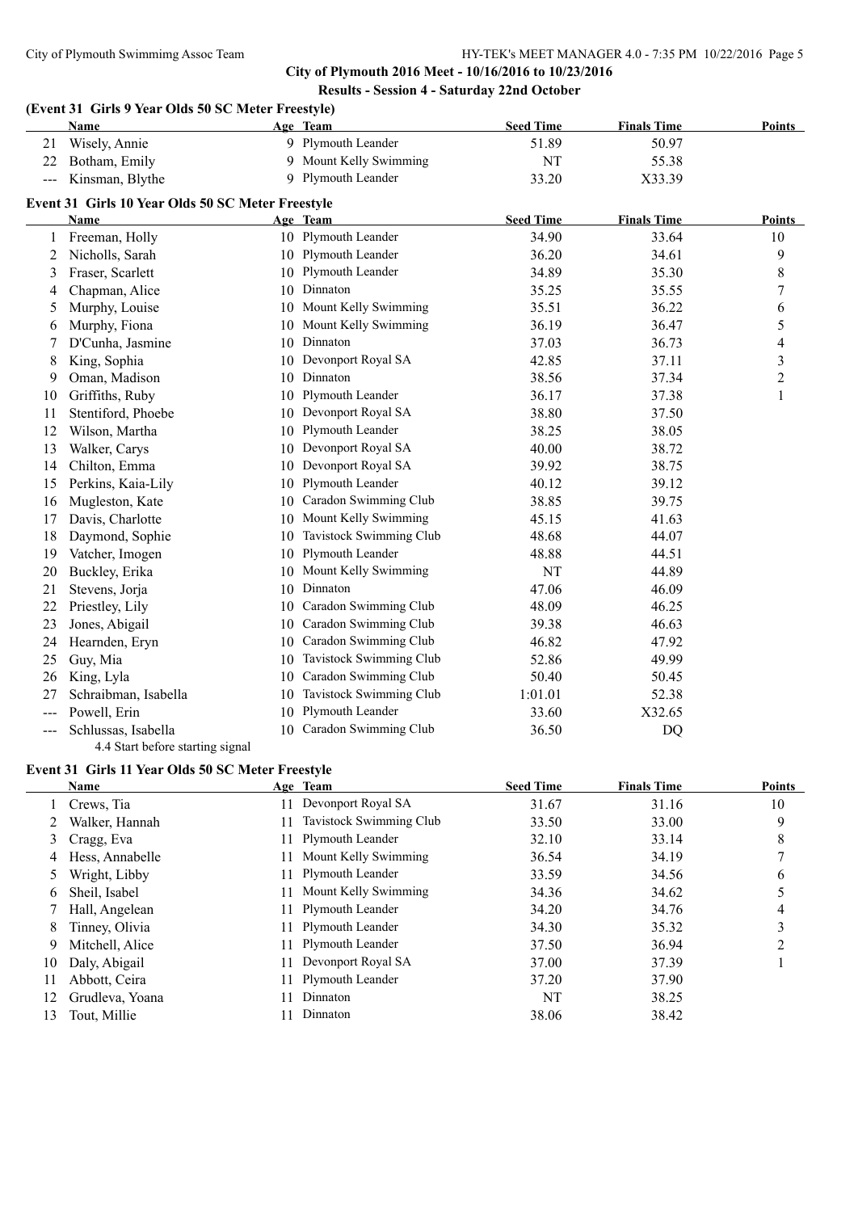## City of Plymouth 2016 Meet - 10/16/2016 to 10/23/2016

### Results - Session 4 - Saturday 22nd October

#### (Event 31 Girls 9 Year Olds 50 SC Meter Freestyle)

| | Name | Age | Team | Seed Time | Finals Time | Points |
|---|---|---|---|---|---|---|
| 21 | Wisely, Annie | 9 | Plymouth Leander | 51.89 | 50.97 | |
| 22 | Botham, Emily | 9 | Mount Kelly Swimming | NT | 55.38 | |
| --- | Kinsman, Blythe | 9 | Plymouth Leander | 33.20 | X33.39 | |

#### Event 31 Girls 10 Year Olds 50 SC Meter Freestyle

| | Name | Age | Team | Seed Time | Finals Time | Points |
|---|---|---|---|---|---|---|
| 1 | Freeman, Holly | 10 | Plymouth Leander | 34.90 | 33.64 | 10 |
| 2 | Nicholls, Sarah | 10 | Plymouth Leander | 36.20 | 34.61 | 9 |
| 3 | Fraser, Scarlett | 10 | Plymouth Leander | 34.89 | 35.30 | 8 |
| 4 | Chapman, Alice | 10 | Dinnaton | 35.25 | 35.55 | 7 |
| 5 | Murphy, Louise | 10 | Mount Kelly Swimming | 35.51 | 36.22 | 6 |
| 6 | Murphy, Fiona | 10 | Mount Kelly Swimming | 36.19 | 36.47 | 5 |
| 7 | D'Cunha, Jasmine | 10 | Dinnaton | 37.03 | 36.73 | 4 |
| 8 | King, Sophia | 10 | Devonport Royal SA | 42.85 | 37.11 | 3 |
| 9 | Oman, Madison | 10 | Dinnaton | 38.56 | 37.34 | 2 |
| 10 | Griffiths, Ruby | 10 | Plymouth Leander | 36.17 | 37.38 | 1 |
| 11 | Stentiford, Phoebe | 10 | Devonport Royal SA | 38.80 | 37.50 | |
| 12 | Wilson, Martha | 10 | Plymouth Leander | 38.25 | 38.05 | |
| 13 | Walker, Carys | 10 | Devonport Royal SA | 40.00 | 38.72 | |
| 14 | Chilton, Emma | 10 | Devonport Royal SA | 39.92 | 38.75 | |
| 15 | Perkins, Kaia-Lily | 10 | Plymouth Leander | 40.12 | 39.12 | |
| 16 | Mugleston, Kate | 10 | Caradon Swimming Club | 38.85 | 39.75 | |
| 17 | Davis, Charlotte | 10 | Mount Kelly Swimming | 45.15 | 41.63 | |
| 18 | Daymond, Sophie | 10 | Tavistock Swimming Club | 48.68 | 44.07 | |
| 19 | Vatcher, Imogen | 10 | Plymouth Leander | 48.88 | 44.51 | |
| 20 | Buckley, Erika | 10 | Mount Kelly Swimming | NT | 44.89 | |
| 21 | Stevens, Jorja | 10 | Dinnaton | 47.06 | 46.09 | |
| 22 | Priestley, Lily | 10 | Caradon Swimming Club | 48.09 | 46.25 | |
| 23 | Jones, Abigail | 10 | Caradon Swimming Club | 39.38 | 46.63 | |
| 24 | Hearnden, Eryn | 10 | Caradon Swimming Club | 46.82 | 47.92 | |
| 25 | Guy, Mia | 10 | Tavistock Swimming Club | 52.86 | 49.99 | |
| 26 | King, Lyla | 10 | Caradon Swimming Club | 50.40 | 50.45 | |
| 27 | Schraibman, Isabella | 10 | Tavistock Swimming Club | 1:01.01 | 52.38 | |
| --- | Powell, Erin | 10 | Plymouth Leander | 33.60 | X32.65 | |
| --- | Schlussas, Isabella | 10 | Caradon Swimming Club | 36.50 | DQ | |

4.4 Start before starting signal

#### Event 31 Girls 11 Year Olds 50 SC Meter Freestyle

| | Name | Age | Team | Seed Time | Finals Time | Points |
|---|---|---|---|---|---|---|
| 1 | Crews, Tia | 11 | Devonport Royal SA | 31.67 | 31.16 | 10 |
| 2 | Walker, Hannah | 11 | Tavistock Swimming Club | 33.50 | 33.00 | 9 |
| 3 | Cragg, Eva | 11 | Plymouth Leander | 32.10 | 33.14 | 8 |
| 4 | Hess, Annabelle | 11 | Mount Kelly Swimming | 36.54 | 34.19 | 7 |
| 5 | Wright, Libby | 11 | Plymouth Leander | 33.59 | 34.56 | 6 |
| 6 | Sheil, Isabel | 11 | Mount Kelly Swimming | 34.36 | 34.62 | 5 |
| 7 | Hall, Angelean | 11 | Plymouth Leander | 34.20 | 34.76 | 4 |
| 8 | Tinney, Olivia | 11 | Plymouth Leander | 34.30 | 35.32 | 3 |
| 9 | Mitchell, Alice | 11 | Plymouth Leander | 37.50 | 36.94 | 2 |
| 10 | Daly, Abigail | 11 | Devonport Royal SA | 37.00 | 37.39 | 1 |
| 11 | Abbott, Ceira | 11 | Plymouth Leander | 37.20 | 37.90 | |
| 12 | Grudleva, Yoana | 11 | Dinnaton | NT | 38.25 | |
| 13 | Tout, Millie | 11 | Dinnaton | 38.06 | 38.42 | |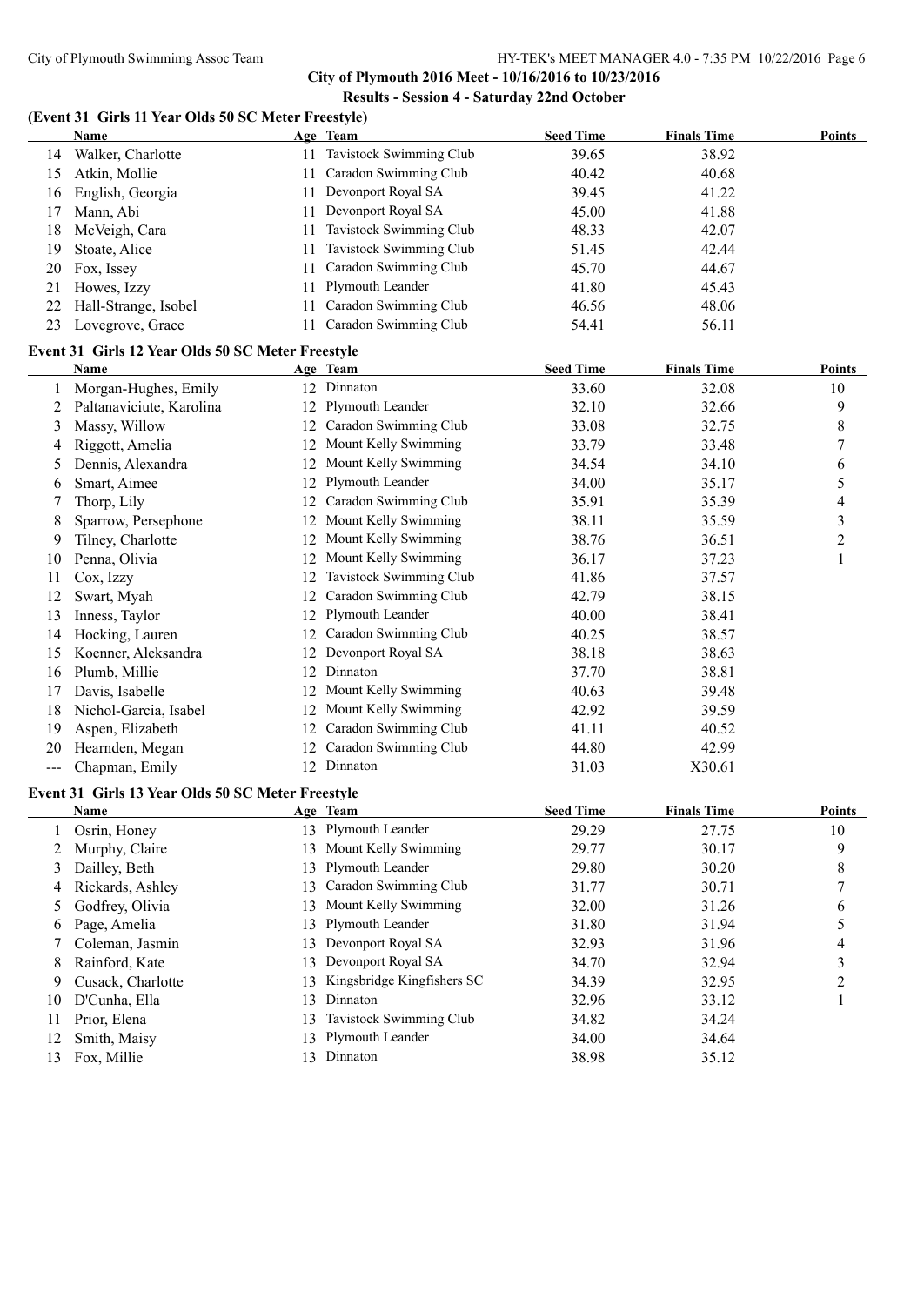# City of Plymouth 2016 Meet - 10/16/2016 to 10/23/2016

## Results - Session 4 - Saturday 22nd October

### (Event 31 Girls 11 Year Olds 50 SC Meter Freestyle)

| | Name | Age | Team | Seed Time | Finals Time | Points |
|---|---|---|---|---|---|---|
| 14 | Walker, Charlotte | 11 | Tavistock Swimming Club | 39.65 | 38.92 | |
| 15 | Atkin, Mollie | 11 | Caradon Swimming Club | 40.42 | 40.68 | |
| 16 | English, Georgia | 11 | Devonport Royal SA | 39.45 | 41.22 | |
| 17 | Mann, Abi | 11 | Devonport Royal SA | 45.00 | 41.88 | |
| 18 | McVeigh, Cara | 11 | Tavistock Swimming Club | 48.33 | 42.07 | |
| 19 | Stoate, Alice | 11 | Tavistock Swimming Club | 51.45 | 42.44 | |
| 20 | Fox, Issey | 11 | Caradon Swimming Club | 45.70 | 44.67 | |
| 21 | Howes, Izzy | 11 | Plymouth Leander | 41.80 | 45.43 | |
| 22 | Hall-Strange, Isobel | 11 | Caradon Swimming Club | 46.56 | 48.06 | |
| 23 | Lovegrove, Grace | 11 | Caradon Swimming Club | 54.41 | 56.11 | |

### Event 31 Girls 12 Year Olds 50 SC Meter Freestyle

| | Name | Age | Team | Seed Time | Finals Time | Points |
|---|---|---|---|---|---|---|
| 1 | Morgan-Hughes, Emily | 12 | Dinnaton | 33.60 | 32.08 | 10 |
| 2 | Paltanaviciute, Karolina | 12 | Plymouth Leander | 32.10 | 32.66 | 9 |
| 3 | Massy, Willow | 12 | Caradon Swimming Club | 33.08 | 32.75 | 8 |
| 4 | Riggott, Amelia | 12 | Mount Kelly Swimming | 33.79 | 33.48 | 7 |
| 5 | Dennis, Alexandra | 12 | Mount Kelly Swimming | 34.54 | 34.10 | 6 |
| 6 | Smart, Aimee | 12 | Plymouth Leander | 34.00 | 35.17 | 5 |
| 7 | Thorp, Lily | 12 | Caradon Swimming Club | 35.91 | 35.39 | 4 |
| 8 | Sparrow, Persephone | 12 | Mount Kelly Swimming | 38.11 | 35.59 | 3 |
| 9 | Tilney, Charlotte | 12 | Mount Kelly Swimming | 38.76 | 36.51 | 2 |
| 10 | Penna, Olivia | 12 | Mount Kelly Swimming | 36.17 | 37.23 | 1 |
| 11 | Cox, Izzy | 12 | Tavistock Swimming Club | 41.86 | 37.57 | |
| 12 | Swart, Myah | 12 | Caradon Swimming Club | 42.79 | 38.15 | |
| 13 | Inness, Taylor | 12 | Plymouth Leander | 40.00 | 38.41 | |
| 14 | Hocking, Lauren | 12 | Caradon Swimming Club | 40.25 | 38.57 | |
| 15 | Koenner, Aleksandra | 12 | Devonport Royal SA | 38.18 | 38.63 | |
| 16 | Plumb, Millie | 12 | Dinnaton | 37.70 | 38.81 | |
| 17 | Davis, Isabelle | 12 | Mount Kelly Swimming | 40.63 | 39.48 | |
| 18 | Nichol-Garcia, Isabel | 12 | Mount Kelly Swimming | 42.92 | 39.59 | |
| 19 | Aspen, Elizabeth | 12 | Caradon Swimming Club | 41.11 | 40.52 | |
| 20 | Hearnden, Megan | 12 | Caradon Swimming Club | 44.80 | 42.99 | |
| --- | Chapman, Emily | 12 | Dinnaton | 31.03 | X30.61 | |

### Event 31 Girls 13 Year Olds 50 SC Meter Freestyle

| | Name | Age | Team | Seed Time | Finals Time | Points |
|---|---|---|---|---|---|---|
| 1 | Osrin, Honey | 13 | Plymouth Leander | 29.29 | 27.75 | 10 |
| 2 | Murphy, Claire | 13 | Mount Kelly Swimming | 29.77 | 30.17 | 9 |
| 3 | Dailley, Beth | 13 | Plymouth Leander | 29.80 | 30.20 | 8 |
| 4 | Rickards, Ashley | 13 | Caradon Swimming Club | 31.77 | 30.71 | 7 |
| 5 | Godfrey, Olivia | 13 | Mount Kelly Swimming | 32.00 | 31.26 | 6 |
| 6 | Page, Amelia | 13 | Plymouth Leander | 31.80 | 31.94 | 5 |
| 7 | Coleman, Jasmin | 13 | Devonport Royal SA | 32.93 | 31.96 | 4 |
| 8 | Rainford, Kate | 13 | Devonport Royal SA | 34.70 | 32.94 | 3 |
| 9 | Cusack, Charlotte | 13 | Kingsbridge Kingfishers SC | 34.39 | 32.95 | 2 |
| 10 | D'Cunha, Ella | 13 | Dinnaton | 32.96 | 33.12 | 1 |
| 11 | Prior, Elena | 13 | Tavistock Swimming Club | 34.82 | 34.24 | |
| 12 | Smith, Maisy | 13 | Plymouth Leander | 34.00 | 34.64 | |
| 13 | Fox, Millie | 13 | Dinnaton | 38.98 | 35.12 | |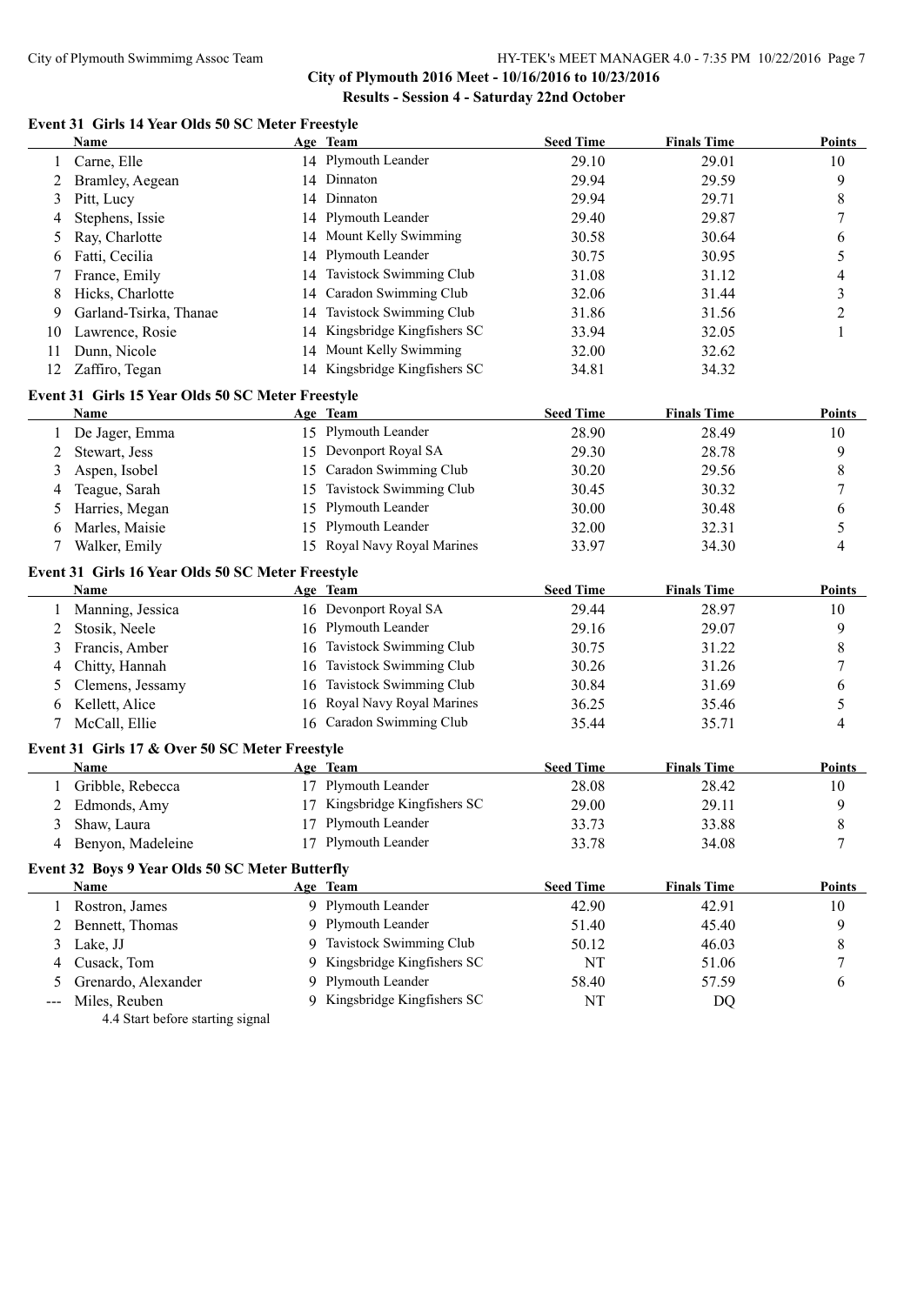## City of Plymouth 2016 Meet - 10/16/2016 to 10/23/2016

### Results - Session 4 - Saturday 22nd October

#### Event 31 Girls 14 Year Olds 50 SC Meter Freestyle

| | Name | Age | Team | Seed Time | Finals Time | Points |
|---|---|---|---|---|---|---|
| 1 | Carne, Elle | 14 | Plymouth Leander | 29.10 | 29.01 | 10 |
| 2 | Bramley, Aegean | 14 | Dinnaton | 29.94 | 29.59 | 9 |
| 3 | Pitt, Lucy | 14 | Dinnaton | 29.94 | 29.71 | 8 |
| 4 | Stephens, Issie | 14 | Plymouth Leander | 29.40 | 29.87 | 7 |
| 5 | Ray, Charlotte | 14 | Mount Kelly Swimming | 30.58 | 30.64 | 6 |
| 6 | Fatti, Cecilia | 14 | Plymouth Leander | 30.75 | 30.95 | 5 |
| 7 | France, Emily | 14 | Tavistock Swimming Club | 31.08 | 31.12 | 4 |
| 8 | Hicks, Charlotte | 14 | Caradon Swimming Club | 32.06 | 31.44 | 3 |
| 9 | Garland-Tsirka, Thanae | 14 | Tavistock Swimming Club | 31.86 | 31.56 | 2 |
| 10 | Lawrence, Rosie | 14 | Kingsbridge Kingfishers SC | 33.94 | 32.05 | 1 |
| 11 | Dunn, Nicole | 14 | Mount Kelly Swimming | 32.00 | 32.62 | |
| 12 | Zaffiro, Tegan | 14 | Kingsbridge Kingfishers SC | 34.81 | 34.32 | |

#### Event 31 Girls 15 Year Olds 50 SC Meter Freestyle

| | Name | Age | Team | Seed Time | Finals Time | Points |
|---|---|---|---|---|---|---|
| 1 | De Jager, Emma | 15 | Plymouth Leander | 28.90 | 28.49 | 10 |
| 2 | Stewart, Jess | 15 | Devonport Royal SA | 29.30 | 28.78 | 9 |
| 3 | Aspen, Isobel | 15 | Caradon Swimming Club | 30.20 | 29.56 | 8 |
| 4 | Teague, Sarah | 15 | Tavistock Swimming Club | 30.45 | 30.32 | 7 |
| 5 | Harries, Megan | 15 | Plymouth Leander | 30.00 | 30.48 | 6 |
| 6 | Marles, Maisie | 15 | Plymouth Leander | 32.00 | 32.31 | 5 |
| 7 | Walker, Emily | 15 | Royal Navy Royal Marines | 33.97 | 34.30 | 4 |

#### Event 31 Girls 16 Year Olds 50 SC Meter Freestyle

| | Name | Age | Team | Seed Time | Finals Time | Points |
|---|---|---|---|---|---|---|
| 1 | Manning, Jessica | 16 | Devonport Royal SA | 29.44 | 28.97 | 10 |
| 2 | Stosik, Neele | 16 | Plymouth Leander | 29.16 | 29.07 | 9 |
| 3 | Francis, Amber | 16 | Tavistock Swimming Club | 30.75 | 31.22 | 8 |
| 4 | Chitty, Hannah | 16 | Tavistock Swimming Club | 30.26 | 31.26 | 7 |
| 5 | Clemens, Jessamy | 16 | Tavistock Swimming Club | 30.84 | 31.69 | 6 |
| 6 | Kellett, Alice | 16 | Royal Navy Royal Marines | 36.25 | 35.46 | 5 |
| 7 | McCall, Ellie | 16 | Caradon Swimming Club | 35.44 | 35.71 | 4 |

#### Event 31 Girls 17 & Over 50 SC Meter Freestyle

| | Name | Age | Team | Seed Time | Finals Time | Points |
|---|---|---|---|---|---|---|
| 1 | Gribble, Rebecca | 17 | Plymouth Leander | 28.08 | 28.42 | 10 |
| 2 | Edmonds, Amy | 17 | Kingsbridge Kingfishers SC | 29.00 | 29.11 | 9 |
| 3 | Shaw, Laura | 17 | Plymouth Leander | 33.73 | 33.88 | 8 |
| 4 | Benyon, Madeleine | 17 | Plymouth Leander | 33.78 | 34.08 | 7 |

#### Event 32 Boys 9 Year Olds 50 SC Meter Butterfly

| | Name | Age | Team | Seed Time | Finals Time | Points |
|---|---|---|---|---|---|---|
| 1 | Rostron, James | 9 | Plymouth Leander | 42.90 | 42.91 | 10 |
| 2 | Bennett, Thomas | 9 | Plymouth Leander | 51.40 | 45.40 | 9 |
| 3 | Lake, JJ | 9 | Tavistock Swimming Club | 50.12 | 46.03 | 8 |
| 4 | Cusack, Tom | 9 | Kingsbridge Kingfishers SC | NT | 51.06 | 7 |
| 5 | Grenardo, Alexander | 9 | Plymouth Leander | 58.40 | 57.59 | 6 |
| --- | Miles, Reuben | 9 | Kingsbridge Kingfishers SC | NT | DQ | |

4.4 Start before starting signal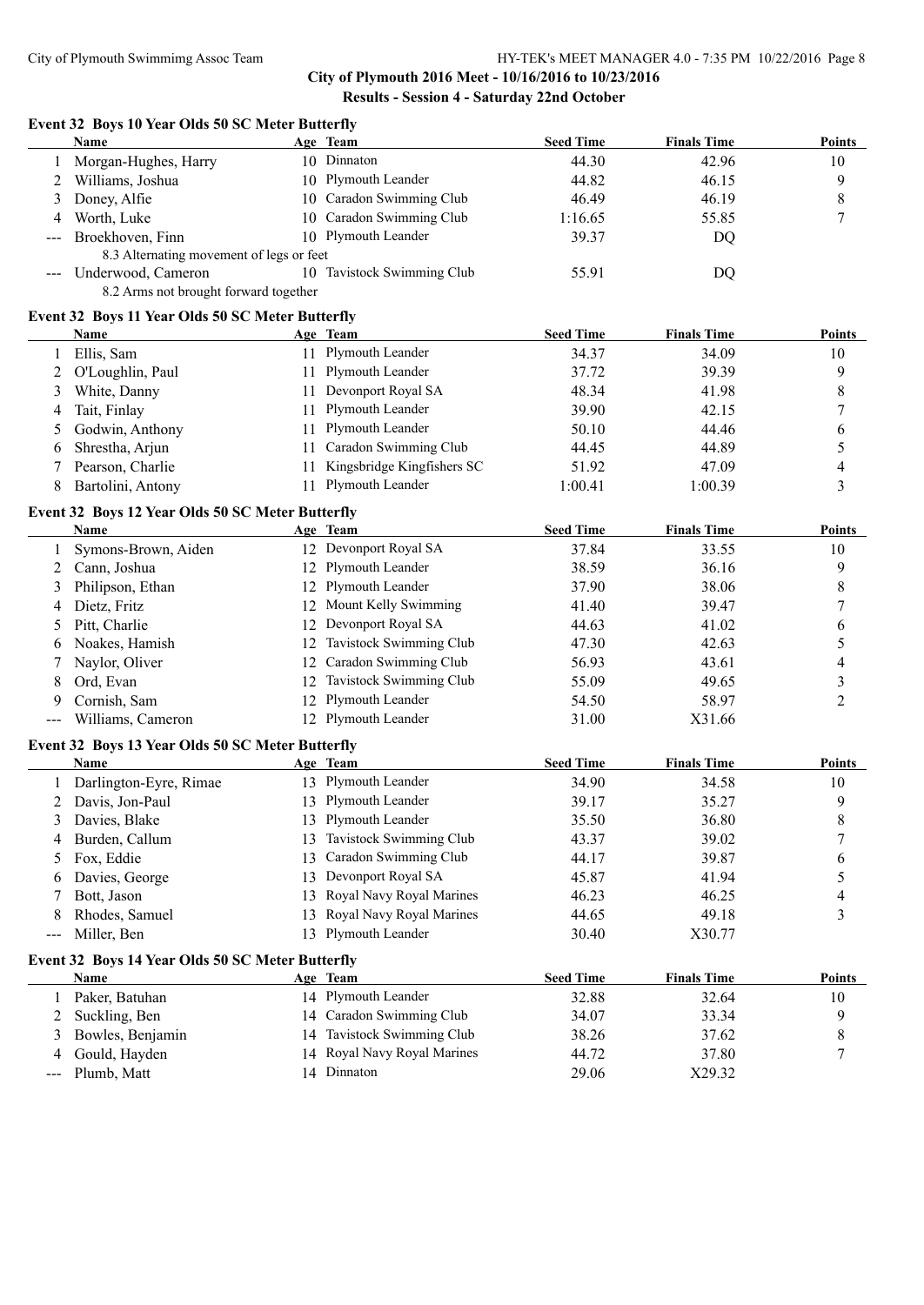City of Plymouth 2016 Meet - 10/16/2016 to 10/23/2016

Results - Session 4 - Saturday 22nd October

### Event 32 Boys 10 Year Olds 50 SC Meter Butterfly

| | Name | Age | Team | Seed Time | Finals Time | Points |
|---|---|---|---|---|---|---|
| 1 | Morgan-Hughes, Harry | 10 | Dinnaton | 44.30 | 42.96 | 10 |
| 2 | Williams, Joshua | 10 | Plymouth Leander | 44.82 | 46.15 | 9 |
| 3 | Doney, Alfie | 10 | Caradon Swimming Club | 46.49 | 46.19 | 8 |
| 4 | Worth, Luke | 10 | Caradon Swimming Club | 1:16.65 | 55.85 | 7 |
| --- | Broekhoven, Finn | 10 | Plymouth Leander | 39.37 | DQ | |
| | 8.3 Alternating movement of legs or feet | | | | | |
| --- | Underwood, Cameron | 10 | Tavistock Swimming Club | 55.91 | DQ | |
| | 8.2 Arms not brought forward together | | | | | |

### Event 32 Boys 11 Year Olds 50 SC Meter Butterfly

| | Name | Age | Team | Seed Time | Finals Time | Points |
|---|---|---|---|---|---|---|
| 1 | Ellis, Sam | 11 | Plymouth Leander | 34.37 | 34.09 | 10 |
| 2 | O'Loughlin, Paul | 11 | Plymouth Leander | 37.72 | 39.39 | 9 |
| 3 | White, Danny | 11 | Devonport Royal SA | 48.34 | 41.98 | 8 |
| 4 | Tait, Finlay | 11 | Plymouth Leander | 39.90 | 42.15 | 7 |
| 5 | Godwin, Anthony | 11 | Plymouth Leander | 50.10 | 44.46 | 6 |
| 6 | Shrestha, Arjun | 11 | Caradon Swimming Club | 44.45 | 44.89 | 5 |
| 7 | Pearson, Charlie | 11 | Kingsbridge Kingfishers SC | 51.92 | 47.09 | 4 |
| 8 | Bartolini, Antony | 11 | Plymouth Leander | 1:00.41 | 1:00.39 | 3 |

### Event 32 Boys 12 Year Olds 50 SC Meter Butterfly

| | Name | Age | Team | Seed Time | Finals Time | Points |
|---|---|---|---|---|---|---|
| 1 | Symons-Brown, Aiden | 12 | Devonport Royal SA | 37.84 | 33.55 | 10 |
| 2 | Cann, Joshua | 12 | Plymouth Leander | 38.59 | 36.16 | 9 |
| 3 | Philipson, Ethan | 12 | Plymouth Leander | 37.90 | 38.06 | 8 |
| 4 | Dietz, Fritz | 12 | Mount Kelly Swimming | 41.40 | 39.47 | 7 |
| 5 | Pitt, Charlie | 12 | Devonport Royal SA | 44.63 | 41.02 | 6 |
| 6 | Noakes, Hamish | 12 | Tavistock Swimming Club | 47.30 | 42.63 | 5 |
| 7 | Naylor, Oliver | 12 | Caradon Swimming Club | 56.93 | 43.61 | 4 |
| 8 | Ord, Evan | 12 | Tavistock Swimming Club | 55.09 | 49.65 | 3 |
| 9 | Cornish, Sam | 12 | Plymouth Leander | 54.50 | 58.97 | 2 |
| --- | Williams, Cameron | 12 | Plymouth Leander | 31.00 | X31.66 | |

### Event 32 Boys 13 Year Olds 50 SC Meter Butterfly

| | Name | Age | Team | Seed Time | Finals Time | Points |
|---|---|---|---|---|---|---|
| 1 | Darlington-Eyre, Rimae | 13 | Plymouth Leander | 34.90 | 34.58 | 10 |
| 2 | Davis, Jon-Paul | 13 | Plymouth Leander | 39.17 | 35.27 | 9 |
| 3 | Davies, Blake | 13 | Plymouth Leander | 35.50 | 36.80 | 8 |
| 4 | Burden, Callum | 13 | Tavistock Swimming Club | 43.37 | 39.02 | 7 |
| 5 | Fox, Eddie | 13 | Caradon Swimming Club | 44.17 | 39.87 | 6 |
| 6 | Davies, George | 13 | Devonport Royal SA | 45.87 | 41.94 | 5 |
| 7 | Bott, Jason | 13 | Royal Navy Royal Marines | 46.23 | 46.25 | 4 |
| 8 | Rhodes, Samuel | 13 | Royal Navy Royal Marines | 44.65 | 49.18 | 3 |
| --- | Miller, Ben | 13 | Plymouth Leander | 30.40 | X30.77 | |

### Event 32 Boys 14 Year Olds 50 SC Meter Butterfly

| | Name | Age | Team | Seed Time | Finals Time | Points |
|---|---|---|---|---|---|---|
| 1 | Paker, Batuhan | 14 | Plymouth Leander | 32.88 | 32.64 | 10 |
| 2 | Suckling, Ben | 14 | Caradon Swimming Club | 34.07 | 33.34 | 9 |
| 3 | Bowles, Benjamin | 14 | Tavistock Swimming Club | 38.26 | 37.62 | 8 |
| 4 | Gould, Hayden | 14 | Royal Navy Royal Marines | 44.72 | 37.80 | 7 |
| --- | Plumb, Matt | 14 | Dinnaton | 29.06 | X29.32 | |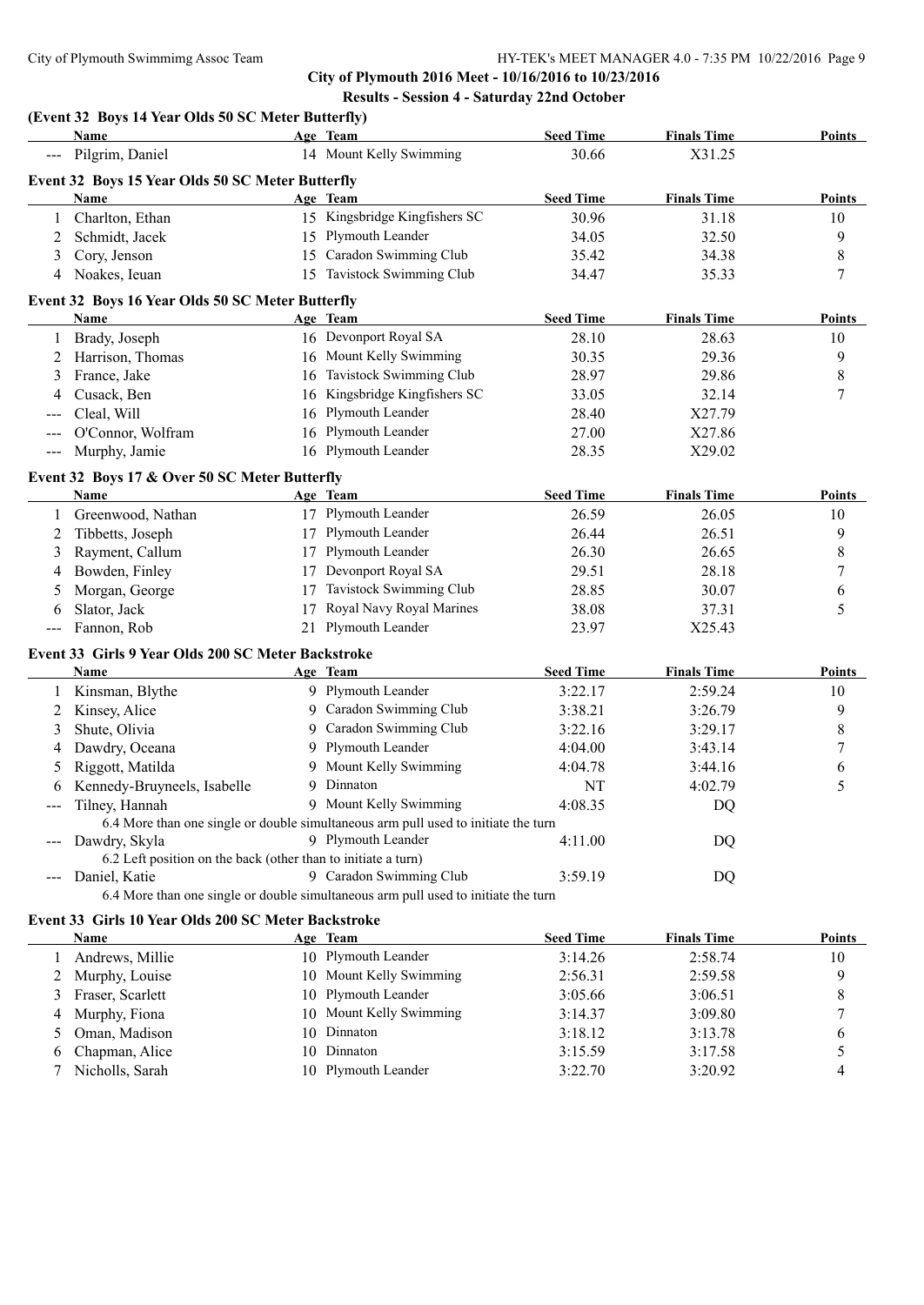City of Plymouth 2016 Meet - 10/16/2016 to 10/23/2016

Results - Session 4 - Saturday 22nd October

### (Event 32 Boys 14 Year Olds 50 SC Meter Butterfly)

| | Name | Age | Team | Seed Time | Finals Time | Points |
|---|---|---|---|---|---|---|
| --- | Pilgrim, Daniel | 14 | Mount Kelly Swimming | 30.66 | X31.25 | |

### Event 32 Boys 15 Year Olds 50 SC Meter Butterfly

| | Name | Age | Team | Seed Time | Finals Time | Points |
|---|---|---|---|---|---|---|
| 1 | Charlton, Ethan | 15 | Kingsbridge Kingfishers SC | 30.96 | 31.18 | 10 |
| 2 | Schmidt, Jacek | 15 | Plymouth Leander | 34.05 | 32.50 | 9 |
| 3 | Cory, Jenson | 15 | Caradon Swimming Club | 35.42 | 34.38 | 8 |
| 4 | Noakes, Ieuan | 15 | Tavistock Swimming Club | 34.47 | 35.33 | 7 |

### Event 32 Boys 16 Year Olds 50 SC Meter Butterfly

| | Name | Age | Team | Seed Time | Finals Time | Points |
|---|---|---|---|---|---|---|
| 1 | Brady, Joseph | 16 | Devonport Royal SA | 28.10 | 28.63 | 10 |
| 2 | Harrison, Thomas | 16 | Mount Kelly Swimming | 30.35 | 29.36 | 9 |
| 3 | France, Jake | 16 | Tavistock Swimming Club | 28.97 | 29.86 | 8 |
| 4 | Cusack, Ben | 16 | Kingsbridge Kingfishers SC | 33.05 | 32.14 | 7 |
| --- | Cleal, Will | 16 | Plymouth Leander | 28.40 | X27.79 | |
| --- | O'Connor, Wolfram | 16 | Plymouth Leander | 27.00 | X27.86 | |
| --- | Murphy, Jamie | 16 | Plymouth Leander | 28.35 | X29.02 | |

### Event 32 Boys 17 & Over 50 SC Meter Butterfly

| | Name | Age | Team | Seed Time | Finals Time | Points |
|---|---|---|---|---|---|---|
| 1 | Greenwood, Nathan | 17 | Plymouth Leander | 26.59 | 26.05 | 10 |
| 2 | Tibbetts, Joseph | 17 | Plymouth Leander | 26.44 | 26.51 | 9 |
| 3 | Rayment, Callum | 17 | Plymouth Leander | 26.30 | 26.65 | 8 |
| 4 | Bowden, Finley | 17 | Devonport Royal SA | 29.51 | 28.18 | 7 |
| 5 | Morgan, George | 17 | Tavistock Swimming Club | 28.85 | 30.07 | 6 |
| 6 | Slator, Jack | 17 | Royal Navy Royal Marines | 38.08 | 37.31 | 5 |
| --- | Fannon, Rob | 21 | Plymouth Leander | 23.97 | X25.43 | |

### Event 33 Girls 9 Year Olds 200 SC Meter Backstroke

| | Name | Age | Team | Seed Time | Finals Time | Points |
|---|---|---|---|---|---|---|
| 1 | Kinsman, Blythe | 9 | Plymouth Leander | 3:22.17 | 2:59.24 | 10 |
| 2 | Kinsey, Alice | 9 | Caradon Swimming Club | 3:38.21 | 3:26.79 | 9 |
| 3 | Shute, Olivia | 9 | Caradon Swimming Club | 3:22.16 | 3:29.17 | 8 |
| 4 | Dawdry, Oceana | 9 | Plymouth Leander | 4:04.00 | 3:43.14 | 7 |
| 5 | Riggott, Matilda | 9 | Mount Kelly Swimming | 4:04.78 | 3:44.16 | 6 |
| 6 | Kennedy-Bruyneels, Isabelle | 9 | Dinnaton | NT | 4:02.79 | 5 |
| --- | Tilney, Hannah | 9 | Mount Kelly Swimming | 4:08.35 | DQ | |
| | 6.4 More than one single or double simultaneous arm pull used to initiate the turn | | | | | |
| --- | Dawdry, Skyla | 9 | Plymouth Leander | 4:11.00 | DQ | |
| | 6.2 Left position on the back (other than to initiate a turn) | | | | | |
| --- | Daniel, Katie | 9 | Caradon Swimming Club | 3:59.19 | DQ | |
| | 6.4 More than one single or double simultaneous arm pull used to initiate the turn | | | | | |

### Event 33 Girls 10 Year Olds 200 SC Meter Backstroke

| | Name | Age | Team | Seed Time | Finals Time | Points |
|---|---|---|---|---|---|---|
| 1 | Andrews, Millie | 10 | Plymouth Leander | 3:14.26 | 2:58.74 | 10 |
| 2 | Murphy, Louise | 10 | Mount Kelly Swimming | 2:56.31 | 2:59.58 | 9 |
| 3 | Fraser, Scarlett | 10 | Plymouth Leander | 3:05.66 | 3:06.51 | 8 |
| 4 | Murphy, Fiona | 10 | Mount Kelly Swimming | 3:14.37 | 3:09.80 | 7 |
| 5 | Oman, Madison | 10 | Dinnaton | 3:18.12 | 3:13.78 | 6 |
| 6 | Chapman, Alice | 10 | Dinnaton | 3:15.59 | 3:17.58 | 5 |
| 7 | Nicholls, Sarah | 10 | Plymouth Leander | 3:22.70 | 3:20.92 | 4 |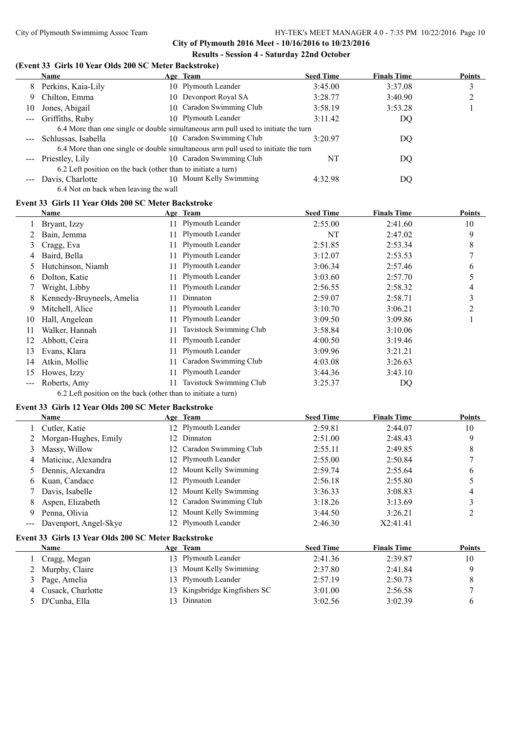**City of Plymouth 2016 Meet - 10/16/2016 to 10/23/2016**

**Results - Session 4 - Saturday 22nd October**

### (Event 33 Girls 10 Year Olds 200 SC Meter Backstroke)

| | Name | Age | Team | Seed Time | Finals Time | Points |
|---|---|---|---|---|---|---|
| 8 | Perkins, Kaia-Lily | 10 | Plymouth Leander | 3:45.00 | 3:37.08 | 3 |
| 9 | Chilton, Emma | 10 | Devonport Royal SA | 3:28.77 | 3:40.90 | 2 |
| 10 | Jones, Abigail | 10 | Caradon Swimming Club | 3:58.19 | 3:53.28 | 1 |
| --- | Griffiths, Ruby | 10 | Plymouth Leander | 3:11.42 | DQ | |
| | 6.4 More than one single or double simultaneous arm pull used to initiate the turn | | | | | |
| --- | Schlussas, Isabella | 10 | Caradon Swimming Club | 3:20.97 | DQ | |
| | 6.4 More than one single or double simultaneous arm pull used to initiate the turn | | | | | |
| --- | Priestley, Lily | 10 | Caradon Swimming Club | NT | DQ | |
| | 6.2 Left position on the back (other than to initiate a turn) | | | | | |
| --- | Davis, Charlotte | 10 | Mount Kelly Swimming | 4:32.98 | DQ | |
| | 6.4 Not on back when leaving the wall | | | | | |

### Event 33 Girls 11 Year Olds 200 SC Meter Backstroke

| | Name | Age | Team | Seed Time | Finals Time | Points |
|---|---|---|---|---|---|---|
| 1 | Bryant, Izzy | 11 | Plymouth Leander | 2:55.00 | 2:41.60 | 10 |
| 2 | Bain, Jemma | 11 | Plymouth Leander | NT | 2:47.02 | 9 |
| 3 | Cragg, Eva | 11 | Plymouth Leander | 2:51.85 | 2:53.34 | 8 |
| 4 | Baird, Bella | 11 | Plymouth Leander | 3:12.07 | 2:53.53 | 7 |
| 5 | Hutchinson, Niamh | 11 | Plymouth Leander | 3:06.34 | 2:57.46 | 6 |
| 6 | Dolton, Katie | 11 | Plymouth Leander | 3:03.60 | 2:57.70 | 5 |
| 7 | Wright, Libby | 11 | Plymouth Leander | 2:56.55 | 2:58.32 | 4 |
| 8 | Kennedy-Bruyneels, Amelia | 11 | Dinnaton | 2:59.07 | 2:58.71 | 3 |
| 9 | Mitchell, Alice | 11 | Plymouth Leander | 3:10.70 | 3:06.21 | 2 |
| 10 | Hall, Angelean | 11 | Plymouth Leander | 3:09.50 | 3:09.86 | 1 |
| 11 | Walker, Hannah | 11 | Tavistock Swimming Club | 3:58.84 | 3:10.06 | |
| 12 | Abbott, Ceira | 11 | Plymouth Leander | 4:00.50 | 3:19.46 | |
| 13 | Evans, Klara | 11 | Plymouth Leander | 3:09.96 | 3:21.21 | |
| 14 | Atkin, Mollie | 11 | Caradon Swimming Club | 4:03.08 | 3:26.63 | |
| 15 | Howes, Izzy | 11 | Plymouth Leander | 3:44.36 | 3:43.10 | |
| --- | Roberts, Amy | 11 | Tavistock Swimming Club | 3:25.37 | DQ | |
| | 6.2 Left position on the back (other than to initiate a turn) | | | | | |

### Event 33 Girls 12 Year Olds 200 SC Meter Backstroke

| | Name | Age | Team | Seed Time | Finals Time | Points |
|---|---|---|---|---|---|---|
| 1 | Cutler, Katie | 12 | Plymouth Leander | 2:59.81 | 2:44.07 | 10 |
| 2 | Morgan-Hughes, Emily | 12 | Dinnaton | 2:51.00 | 2:48.43 | 9 |
| 3 | Massy, Willow | 12 | Caradon Swimming Club | 2:55.11 | 2:49.85 | 8 |
| 4 | Maticiuc, Alexandra | 12 | Plymouth Leander | 2:55.00 | 2:50.84 | 7 |
| 5 | Dennis, Alexandra | 12 | Mount Kelly Swimming | 2:59.74 | 2:55.64 | 6 |
| 6 | Kuan, Candace | 12 | Plymouth Leander | 2:56.18 | 2:55.80 | 5 |
| 7 | Davis, Isabelle | 12 | Mount Kelly Swimming | 3:36.33 | 3:08.83 | 4 |
| 8 | Aspen, Elizabeth | 12 | Caradon Swimming Club | 3:18.26 | 3:13.69 | 3 |
| 9 | Penna, Olivia | 12 | Mount Kelly Swimming | 3:44.50 | 3:26.21 | 2 |
| --- | Davenport, Angel-Skye | 12 | Plymouth Leander | 2:46.30 | X2:41.41 | |

### Event 33 Girls 13 Year Olds 200 SC Meter Backstroke

| | Name | Age | Team | Seed Time | Finals Time | Points |
|---|---|---|---|---|---|---|
| 1 | Cragg, Megan | 13 | Plymouth Leander | 2:41.36 | 2:39.87 | 10 |
| 2 | Murphy, Claire | 13 | Mount Kelly Swimming | 2:37.80 | 2:41.84 | 9 |
| 3 | Page, Amelia | 13 | Plymouth Leander | 2:57.19 | 2:50.73 | 8 |
| 4 | Cusack, Charlotte | 13 | Kingsbridge Kingfishers SC | 3:01.00 | 2:56.58 | 7 |
| 5 | D'Cunha, Ella | 13 | Dinnaton | 3:02.56 | 3:02.39 | 6 |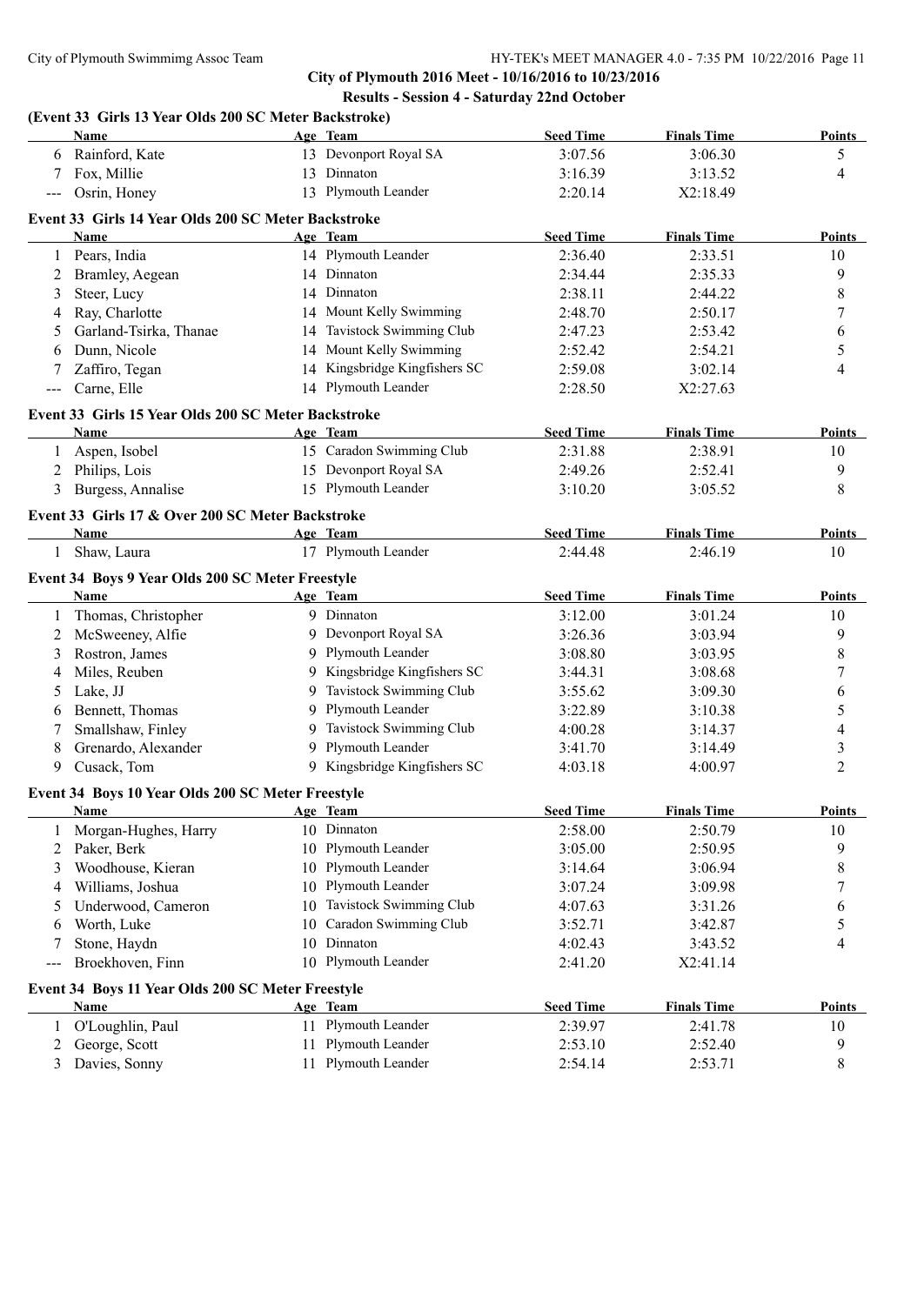**City of Plymouth 2016 Meet - 10/16/2016 to 10/23/2016**

**Results - Session 4 - Saturday 22nd October**

### (Event 33 Girls 13 Year Olds 200 SC Meter Backstroke)

| | Name | Age | Team | Seed Time | Finals Time | Points |
|---|---|---|---|---|---|---|
| 6 | Rainford, Kate | 13 | Devonport Royal SA | 3:07.56 | 3:06.30 | 5 |
| 7 | Fox, Millie | 13 | Dinnaton | 3:16.39 | 3:13.52 | 4 |
| --- | Osrin, Honey | 13 | Plymouth Leander | 2:20.14 | X2:18.49 | |

### Event 33 Girls 14 Year Olds 200 SC Meter Backstroke

| | Name | Age | Team | Seed Time | Finals Time | Points |
|---|---|---|---|---|---|---|
| 1 | Pears, India | 14 | Plymouth Leander | 2:36.40 | 2:33.51 | 10 |
| 2 | Bramley, Aegean | 14 | Dinnaton | 2:34.44 | 2:35.33 | 9 |
| 3 | Steer, Lucy | 14 | Dinnaton | 2:38.11 | 2:44.22 | 8 |
| 4 | Ray, Charlotte | 14 | Mount Kelly Swimming | 2:48.70 | 2:50.17 | 7 |
| 5 | Garland-Tsirka, Thanae | 14 | Tavistock Swimming Club | 2:47.23 | 2:53.42 | 6 |
| 6 | Dunn, Nicole | 14 | Mount Kelly Swimming | 2:52.42 | 2:54.21 | 5 |
| 7 | Zaffiro, Tegan | 14 | Kingsbridge Kingfishers SC | 2:59.08 | 3:02.14 | 4 |
| --- | Carne, Elle | 14 | Plymouth Leander | 2:28.50 | X2:27.63 | |

### Event 33 Girls 15 Year Olds 200 SC Meter Backstroke

| | Name | Age | Team | Seed Time | Finals Time | Points |
|---|---|---|---|---|---|---|
| 1 | Aspen, Isobel | 15 | Caradon Swimming Club | 2:31.88 | 2:38.91 | 10 |
| 2 | Philips, Lois | 15 | Devonport Royal SA | 2:49.26 | 2:52.41 | 9 |
| 3 | Burgess, Annalise | 15 | Plymouth Leander | 3:10.20 | 3:05.52 | 8 |

### Event 33 Girls 17 & Over 200 SC Meter Backstroke

| | Name | Age | Team | Seed Time | Finals Time | Points |
|---|---|---|---|---|---|---|
| 1 | Shaw, Laura | 17 | Plymouth Leander | 2:44.48 | 2:46.19 | 10 |

### Event 34 Boys 9 Year Olds 200 SC Meter Freestyle

| | Name | Age | Team | Seed Time | Finals Time | Points |
|---|---|---|---|---|---|---|
| 1 | Thomas, Christopher | 9 | Dinnaton | 3:12.00 | 3:01.24 | 10 |
| 2 | McSweeney, Alfie | 9 | Devonport Royal SA | 3:26.36 | 3:03.94 | 9 |
| 3 | Rostron, James | 9 | Plymouth Leander | 3:08.80 | 3:03.95 | 8 |
| 4 | Miles, Reuben | 9 | Kingsbridge Kingfishers SC | 3:44.31 | 3:08.68 | 7 |
| 5 | Lake, JJ | 9 | Tavistock Swimming Club | 3:55.62 | 3:09.30 | 6 |
| 6 | Bennett, Thomas | 9 | Plymouth Leander | 3:22.89 | 3:10.38 | 5 |
| 7 | Smallshaw, Finley | 9 | Tavistock Swimming Club | 4:00.28 | 3:14.37 | 4 |
| 8 | Grenardo, Alexander | 9 | Plymouth Leander | 3:41.70 | 3:14.49 | 3 |
| 9 | Cusack, Tom | 9 | Kingsbridge Kingfishers SC | 4:03.18 | 4:00.97 | 2 |

### Event 34 Boys 10 Year Olds 200 SC Meter Freestyle

| | Name | Age | Team | Seed Time | Finals Time | Points |
|---|---|---|---|---|---|---|
| 1 | Morgan-Hughes, Harry | 10 | Dinnaton | 2:58.00 | 2:50.79 | 10 |
| 2 | Paker, Berk | 10 | Plymouth Leander | 3:05.00 | 2:50.95 | 9 |
| 3 | Woodhouse, Kieran | 10 | Plymouth Leander | 3:14.64 | 3:06.94 | 8 |
| 4 | Williams, Joshua | 10 | Plymouth Leander | 3:07.24 | 3:09.98 | 7 |
| 5 | Underwood, Cameron | 10 | Tavistock Swimming Club | 4:07.63 | 3:31.26 | 6 |
| 6 | Worth, Luke | 10 | Caradon Swimming Club | 3:52.71 | 3:42.87 | 5 |
| 7 | Stone, Haydn | 10 | Dinnaton | 4:02.43 | 3:43.52 | 4 |
| --- | Broekhoven, Finn | 10 | Plymouth Leander | 2:41.20 | X2:41.14 | |

### Event 34 Boys 11 Year Olds 200 SC Meter Freestyle

| | Name | Age | Team | Seed Time | Finals Time | Points |
|---|---|---|---|---|---|---|
| 1 | O'Loughlin, Paul | 11 | Plymouth Leander | 2:39.97 | 2:41.78 | 10 |
| 2 | George, Scott | 11 | Plymouth Leander | 2:53.10 | 2:52.40 | 9 |
| 3 | Davies, Sonny | 11 | Plymouth Leander | 2:54.14 | 2:53.71 | 8 |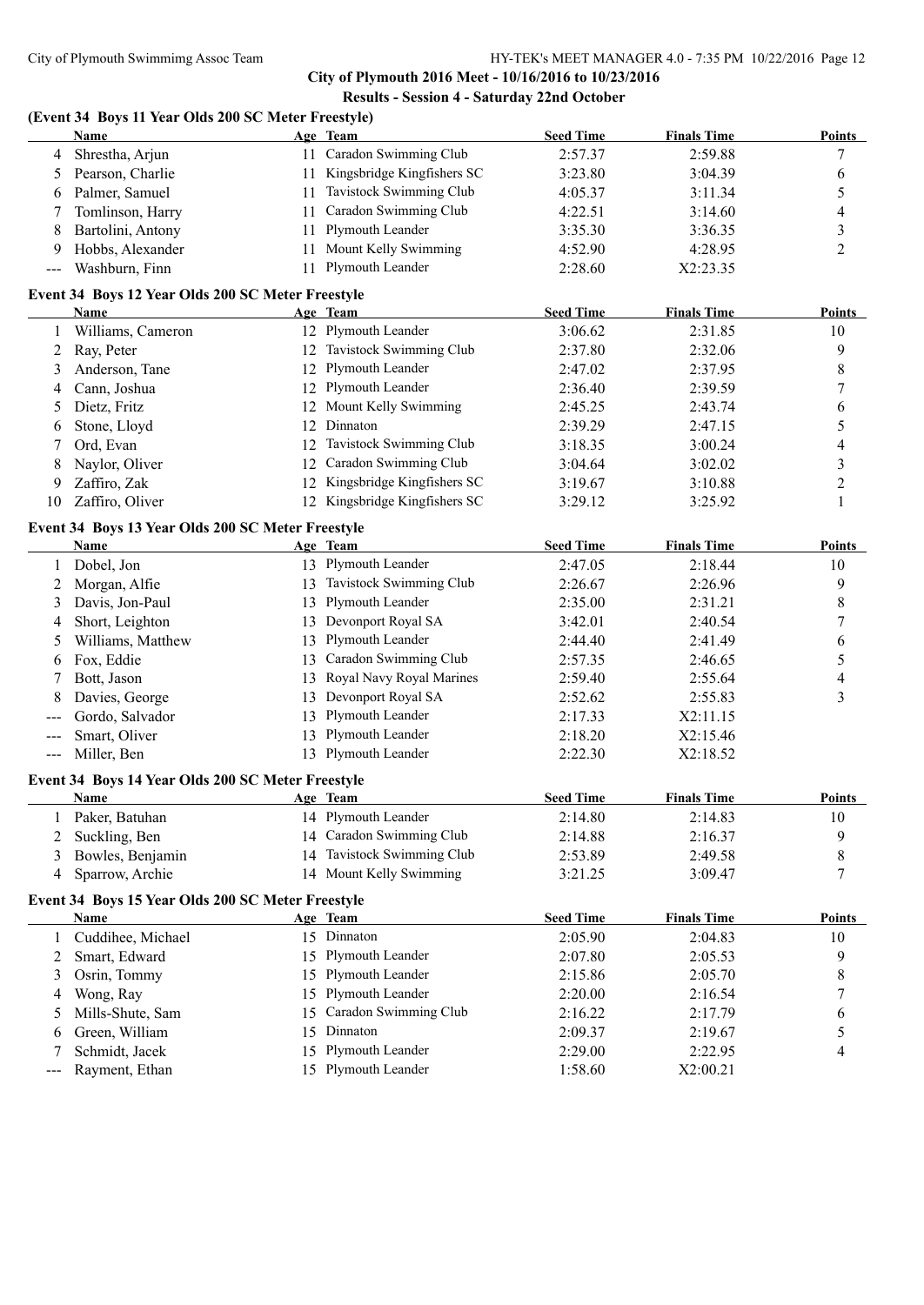## City of Plymouth 2016 Meet - 10/16/2016 to 10/23/2016

### Results - Session 4 - Saturday 22nd October

**(Event 34 Boys 11 Year Olds 200 SC Meter Freestyle)**

| | Name | Age | Team | Seed Time | Finals Time | Points |
|---|---|---|---|---|---|---|
| 4 | Shrestha, Arjun | 11 | Caradon Swimming Club | 2:57.37 | 2:59.88 | 7 |
| 5 | Pearson, Charlie | 11 | Kingsbridge Kingfishers SC | 3:23.80 | 3:04.39 | 6 |
| 6 | Palmer, Samuel | 11 | Tavistock Swimming Club | 4:05.37 | 3:11.34 | 5 |
| 7 | Tomlinson, Harry | 11 | Caradon Swimming Club | 4:22.51 | 3:14.60 | 4 |
| 8 | Bartolini, Antony | 11 | Plymouth Leander | 3:35.30 | 3:36.35 | 3 |
| 9 | Hobbs, Alexander | 11 | Mount Kelly Swimming | 4:52.90 | 4:28.95 | 2 |
| --- | Washburn, Finn | 11 | Plymouth Leander | 2:28.60 | X2:23.35 | |

**Event 34 Boys 12 Year Olds 200 SC Meter Freestyle**

| | Name | Age | Team | Seed Time | Finals Time | Points |
|---|---|---|---|---|---|---|
| 1 | Williams, Cameron | 12 | Plymouth Leander | 3:06.62 | 2:31.85 | 10 |
| 2 | Ray, Peter | 12 | Tavistock Swimming Club | 2:37.80 | 2:32.06 | 9 |
| 3 | Anderson, Tane | 12 | Plymouth Leander | 2:47.02 | 2:37.95 | 8 |
| 4 | Cann, Joshua | 12 | Plymouth Leander | 2:36.40 | 2:39.59 | 7 |
| 5 | Dietz, Fritz | 12 | Mount Kelly Swimming | 2:45.25 | 2:43.74 | 6 |
| 6 | Stone, Lloyd | 12 | Dinnaton | 2:39.29 | 2:47.15 | 5 |
| 7 | Ord, Evan | 12 | Tavistock Swimming Club | 3:18.35 | 3:00.24 | 4 |
| 8 | Naylor, Oliver | 12 | Caradon Swimming Club | 3:04.64 | 3:02.02 | 3 |
| 9 | Zaffiro, Zak | 12 | Kingsbridge Kingfishers SC | 3:19.67 | 3:10.88 | 2 |
| 10 | Zaffiro, Oliver | 12 | Kingsbridge Kingfishers SC | 3:29.12 | 3:25.92 | 1 |

**Event 34 Boys 13 Year Olds 200 SC Meter Freestyle**

| | Name | Age | Team | Seed Time | Finals Time | Points |
|---|---|---|---|---|---|---|
| 1 | Dobel, Jon | 13 | Plymouth Leander | 2:47.05 | 2:18.44 | 10 |
| 2 | Morgan, Alfie | 13 | Tavistock Swimming Club | 2:26.67 | 2:26.96 | 9 |
| 3 | Davis, Jon-Paul | 13 | Plymouth Leander | 2:35.00 | 2:31.21 | 8 |
| 4 | Short, Leighton | 13 | Devonport Royal SA | 3:42.01 | 2:40.54 | 7 |
| 5 | Williams, Matthew | 13 | Plymouth Leander | 2:44.40 | 2:41.49 | 6 |
| 6 | Fox, Eddie | 13 | Caradon Swimming Club | 2:57.35 | 2:46.65 | 5 |
| 7 | Bott, Jason | 13 | Royal Navy Royal Marines | 2:59.40 | 2:55.64 | 4 |
| 8 | Davies, George | 13 | Devonport Royal SA | 2:52.62 | 2:55.83 | 3 |
| --- | Gordo, Salvador | 13 | Plymouth Leander | 2:17.33 | X2:11.15 | |
| --- | Smart, Oliver | 13 | Plymouth Leander | 2:18.20 | X2:15.46 | |
| --- | Miller, Ben | 13 | Plymouth Leander | 2:22.30 | X2:18.52 | |

**Event 34 Boys 14 Year Olds 200 SC Meter Freestyle**

| | Name | Age | Team | Seed Time | Finals Time | Points |
|---|---|---|---|---|---|---|
| 1 | Paker, Batuhan | 14 | Plymouth Leander | 2:14.80 | 2:14.83 | 10 |
| 2 | Suckling, Ben | 14 | Caradon Swimming Club | 2:14.88 | 2:16.37 | 9 |
| 3 | Bowles, Benjamin | 14 | Tavistock Swimming Club | 2:53.89 | 2:49.58 | 8 |
| 4 | Sparrow, Archie | 14 | Mount Kelly Swimming | 3:21.25 | 3:09.47 | 7 |

**Event 34 Boys 15 Year Olds 200 SC Meter Freestyle**

| | Name | Age | Team | Seed Time | Finals Time | Points |
|---|---|---|---|---|---|---|
| 1 | Cuddihee, Michael | 15 | Dinnaton | 2:05.90 | 2:04.83 | 10 |
| 2 | Smart, Edward | 15 | Plymouth Leander | 2:07.80 | 2:05.53 | 9 |
| 3 | Osrin, Tommy | 15 | Plymouth Leander | 2:15.86 | 2:05.70 | 8 |
| 4 | Wong, Ray | 15 | Plymouth Leander | 2:20.00 | 2:16.54 | 7 |
| 5 | Mills-Shute, Sam | 15 | Caradon Swimming Club | 2:16.22 | 2:17.79 | 6 |
| 6 | Green, William | 15 | Dinnaton | 2:09.37 | 2:19.67 | 5 |
| 7 | Schmidt, Jacek | 15 | Plymouth Leander | 2:29.00 | 2:22.95 | 4 |
| --- | Rayment, Ethan | 15 | Plymouth Leander | 1:58.60 | X2:00.21 | |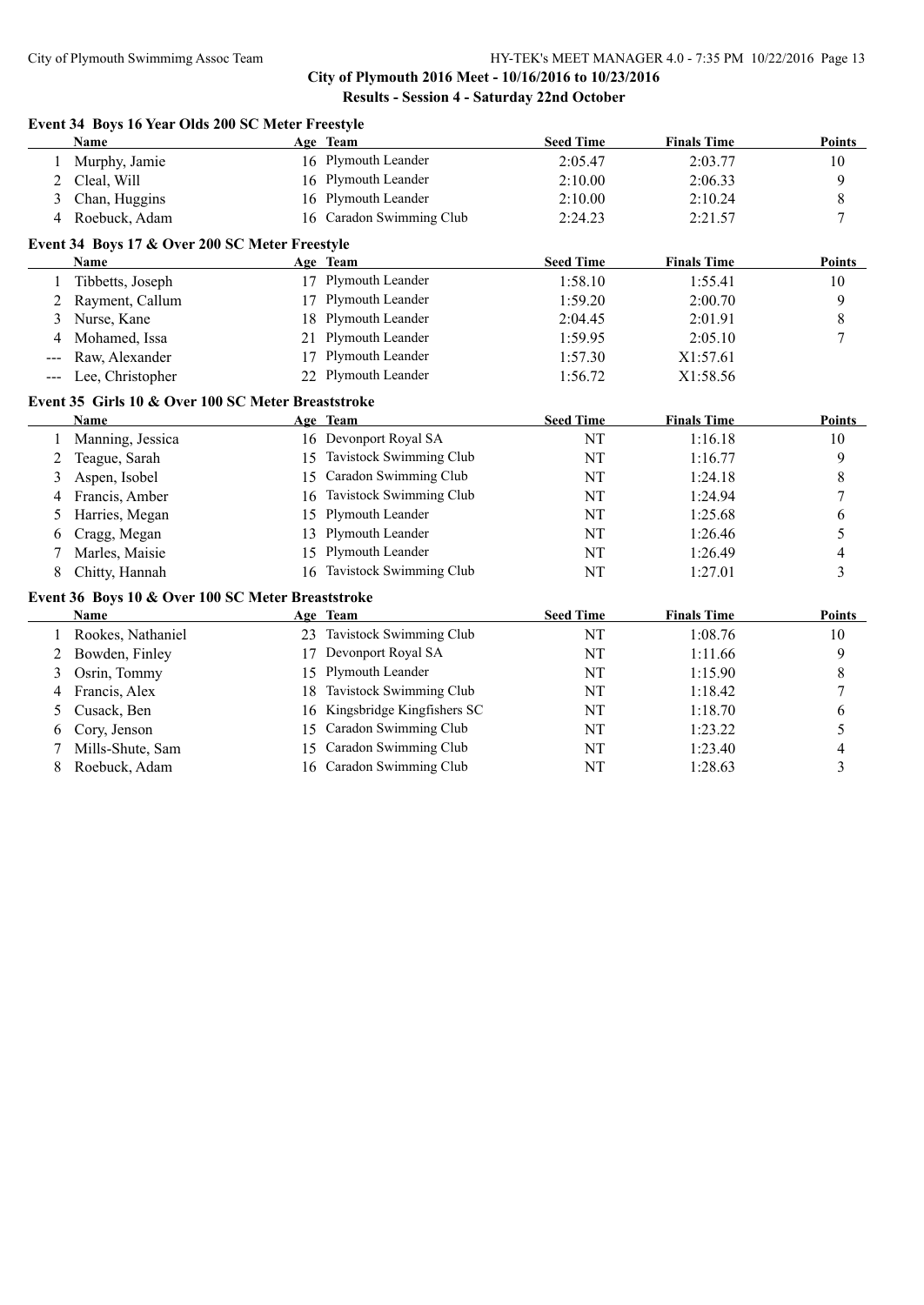**City of Plymouth 2016 Meet - 10/16/2016 to 10/23/2016**

**Results - Session 4 - Saturday 22nd October**

### Event 34 Boys 16 Year Olds 200 SC Meter Freestyle

| | Name | Age | Team | Seed Time | Finals Time | Points |
|---|---|---|---|---|---|---|
| 1 | Murphy, Jamie | 16 | Plymouth Leander | 2:05.47 | 2:03.77 | 10 |
| 2 | Cleal, Will | 16 | Plymouth Leander | 2:10.00 | 2:06.33 | 9 |
| 3 | Chan, Huggins | 16 | Plymouth Leander | 2:10.00 | 2:10.24 | 8 |
| 4 | Roebuck, Adam | 16 | Caradon Swimming Club | 2:24.23 | 2:21.57 | 7 |

### Event 34 Boys 17 & Over 200 SC Meter Freestyle

| | Name | Age | Team | Seed Time | Finals Time | Points |
|---|---|---|---|---|---|---|
| 1 | Tibbetts, Joseph | 17 | Plymouth Leander | 1:58.10 | 1:55.41 | 10 |
| 2 | Rayment, Callum | 17 | Plymouth Leander | 1:59.20 | 2:00.70 | 9 |
| 3 | Nurse, Kane | 18 | Plymouth Leander | 2:04.45 | 2:01.91 | 8 |
| 4 | Mohamed, Issa | 21 | Plymouth Leander | 1:59.95 | 2:05.10 | 7 |
| --- | Raw, Alexander | 17 | Plymouth Leander | 1:57.30 | X1:57.61 | |
| --- | Lee, Christopher | 22 | Plymouth Leander | 1:56.72 | X1:58.56 | |

### Event 35 Girls 10 & Over 100 SC Meter Breaststroke

| | Name | Age | Team | Seed Time | Finals Time | Points |
|---|---|---|---|---|---|---|
| 1 | Manning, Jessica | 16 | Devonport Royal SA | NT | 1:16.18 | 10 |
| 2 | Teague, Sarah | 15 | Tavistock Swimming Club | NT | 1:16.77 | 9 |
| 3 | Aspen, Isobel | 15 | Caradon Swimming Club | NT | 1:24.18 | 8 |
| 4 | Francis, Amber | 16 | Tavistock Swimming Club | NT | 1:24.94 | 7 |
| 5 | Harries, Megan | 15 | Plymouth Leander | NT | 1:25.68 | 6 |
| 6 | Cragg, Megan | 13 | Plymouth Leander | NT | 1:26.46 | 5 |
| 7 | Marles, Maisie | 15 | Plymouth Leander | NT | 1:26.49 | 4 |
| 8 | Chitty, Hannah | 16 | Tavistock Swimming Club | NT | 1:27.01 | 3 |

### Event 36 Boys 10 & Over 100 SC Meter Breaststroke

| | Name | Age | Team | Seed Time | Finals Time | Points |
|---|---|---|---|---|---|---|
| 1 | Rookes, Nathaniel | 23 | Tavistock Swimming Club | NT | 1:08.76 | 10 |
| 2 | Bowden, Finley | 17 | Devonport Royal SA | NT | 1:11.66 | 9 |
| 3 | Osrin, Tommy | 15 | Plymouth Leander | NT | 1:15.90 | 8 |
| 4 | Francis, Alex | 18 | Tavistock Swimming Club | NT | 1:18.42 | 7 |
| 5 | Cusack, Ben | 16 | Kingsbridge Kingfishers SC | NT | 1:18.70 | 6 |
| 6 | Cory, Jenson | 15 | Caradon Swimming Club | NT | 1:23.22 | 5 |
| 7 | Mills-Shute, Sam | 15 | Caradon Swimming Club | NT | 1:23.40 | 4 |
| 8 | Roebuck, Adam | 16 | Caradon Swimming Club | NT | 1:28.63 | 3 |